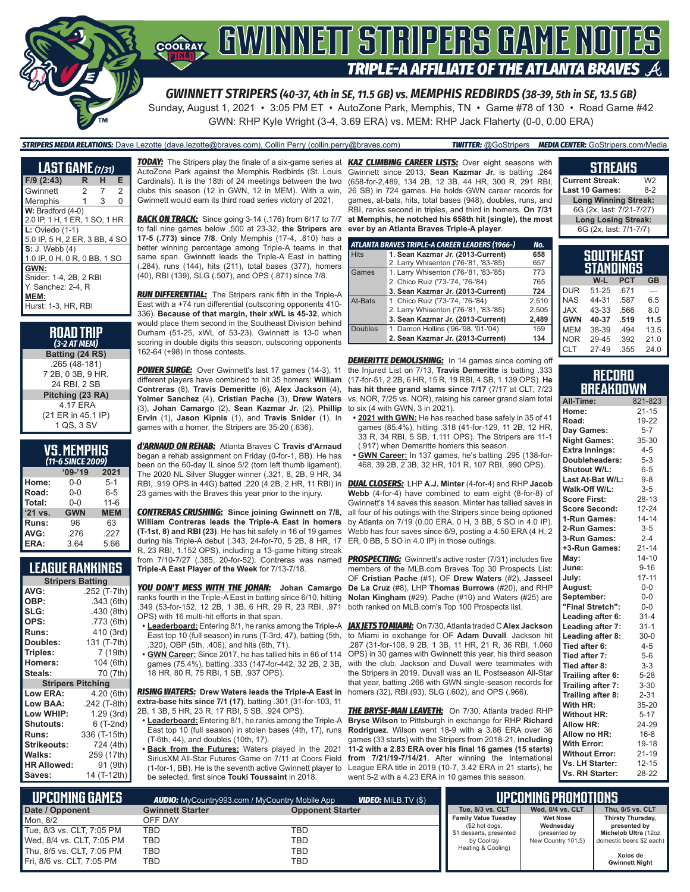# GWINNETT STRIPERS GAME NOTES

## TRIPLE-A AFFILIATE OF THE ATLANTA BRAVES

### GWINNETT STRIPERS (40-37, 4th in SE, 11.5 GB) vs. MEMPHIS REDBIRDS (38-39, 5th in SE, 13.5 GB)

Sunday, August 1, 2021 • 3:05 PM ET • AutoZone Park, Memphis, TN • Game #78 of 130 • Road Game #42

GWN: RHP Kyle Wright (3-4, 3.69 ERA) vs. MEM: RHP Jack Flaherty (0-0, 0.00 ERA)

**STRIPERS MEDIA RELATIONS:** Dave Lezotte (dave.lezotte@braves.com), Collin Perry (collin.perry@braves.com) **TWITTER:** @GoStripers **MEDIA CENTER:** GoStripers.com/Media

## LAST GAME (7/31)

| F/9 (2:43) | R | H | E |
|---|---|---|---|
| Gwinnett | 2 | 7 | 2 |
| Memphis | 1 | 3 | 0 |

**W:** Bradford (4-0)
2.0 IP, 1 H, 1 ER, 1 SO, 1 HR

**L:** Oviedo (1-1)
5.0 IP, 5 H, 2 ER, 3 BB, 4 SO

**S:** J. Webb (4)
1.0 IP, 0 H, 0 R, 0 BB, 1 SO

**GWN:**
Snider: 1-4, 2B, 2 RBI
Y. Sanchez: 2-4, R

**MEM:**
Hurst: 1-3, HR, RBI

## ROAD TRIP
*(3-2 AT MEM)*

**Batting (24 RS)**
.265 (48-181)
7 2B, 0 3B, 9 HR,
24 RBI, 2 SB

**Pitching (23 RA)**
4.17 ERA
(21 ER in 45.1 IP)
1 QS, 3 SV

## VS. MEMPHIS
*(11-6 SINCE 2009)*

| | '09-'19 | 2021 |
|---|---|---|
| Home: | 0-0 | 5-1 |
| Road: | 0-0 | 6-5 |
| Total: | 0-0 | 11-6 |
| '21 vs. | GWN | MEM |
| Runs: | 96 | 63 |
| AVG: | .276 | .227 |
| ERA: | 3.64 | 5.66 |

## LEAGUE RANKINGS

| Stripers Batting | |
|---|---|
| AVG: | .252 (T-7th) |
| OBP: | .343 (6th) |
| SLG: | .430 (8th) |
| OPS: | .773 (6th) |
| Runs: | 410 (3rd) |
| Doubles: | 131 (T-7th) |
| Triples: | 7 (19th) |
| Homers: | 104 (6th) |
| Steals: | 70 (7th) |
| **Stripers Pitching** | |
| Low ERA: | 4.20 (6th) |
| Low BAA: | .242 (T-8th) |
| Low WHIP: | 1.29 (3rd) |
| Shutouts: | 6 (T-2nd) |
| Runs: | 336 (T-15th) |
| Strikeouts: | 724 (4th) |
| Walks: | 259 (17th) |
| HR Allowed: | 91 (9th) |
| Saves: | 14 (T-12th) |

**TODAY:** The Stripers play the finale of a six-game series at AutoZone Park against the Memphis Redbirds (St. Louis Cardinals). It is the 18th of 24 meetings between the two clubs this season (12 in GWN, 12 in MEM). With a win, Gwinnett would earn its third road series victory of 2021.

**BACK ON TRACK:** Since going 3-14 (.176) from 6/17 to 7/7 to fall nine games below .500 at 23-32, **the Stripers are 17-5 (.773) since 7/8**. Only Memphis (17-4, .810) has a better winning percentage among Triple-A teams in that same span. Gwinnett leads the Triple-A East in batting (.284), runs (144), hits (211), total bases (377), homers (40), RBI (139), SLG (.507), and OPS (.871) since 7/8.

**RUN DIFFERENTIAL:** The Stripers rank fifth in the Triple-A East with a +74 run differential (outscoring opponents 410-336). **Because of that margin, their xWL is 45-32**, which would place them second in the Southeast Division behind Durham (51-25, xWL of 53-23). Gwinnett is 13-0 when scoring in double digits this season, outscoring opponents 162-64 (+98) in those contests.

**POWER SURGE:** Over Gwinnett's last 17 games (14-3), 11 different players have combined to hit 35 homers: **William Contreras** (8), **Travis Demeritte** (6), **Alex Jackson** (4), **Yolmer Sanchez** (4), **Cristian Pache** (3), **Drew Waters** (3), **Johan Camargo** (2), **Sean Kazmar Jr.** (2), **Phillip Ervin** (1), **Jason Kipnis** (1), and **Travis Snider** (1). In games with a homer, the Stripers are 35-20 (.636).

**d'ARNAUD ON REHAB:** Atlanta Braves C **Travis d'Arnaud** began a rehab assignment on Friday (0-for-1, BB). He has been on the 60-day IL since 5/2 (torn left thumb ligament). The 2020 NL Silver Slugger winner (.321, 8, 2B, 9 HR, 34 RBI, .919 OPS in 44G) batted .220 (4 2B, 2 HR, 11 RBI) in 23 games with the Braves this year prior to the injury.

**CONTRERAS CRUSHING: Since joining Gwinnett on 7/8, William Contreras leads the Triple-A East in homers (T-1st, 8) and RBI (23).** He has hit safely in 16 of 19 games during his Triple-A debut (.343, 24-for-70, 5 2B, 8 HR, 17 R, 23 RBI, 1.152 OPS), including a 13-game hitting streak from 7/10-7/27 (.385, 20-for-52). Contreras was named **Triple-A East Player of the Week** for 7/13-7/18.

**YOU DON'T MESS WITH THE JOHAN:** **Johan Camargo** ranks fourth in the Triple-A East in batting since 6/10, hitting .349 (53-for-152, 12 2B, 1 3B, 6 HR, 29 R, 23 RBI, .971 OPS) with 16 multi-hit efforts in that span.

- **Leaderboard:** Entering 8/1, he ranks among the Triple-A East top 10 (full season) in runs (T-3rd, 47), batting (5th, .320), OBP (5th, .406), and hits (6th, 71).
- **GWN Career:** Since 2017, he has tallied hits in 86 of 114 games (75.4%), batting .333 (147-for-442, 32 2B, 2 3B, 18 HR, 80 R, 75 RBI, 1 SB, .937 OPS).

**RISING WATERS: Drew Waters leads the Triple-A East in extra-base hits since 7/1 (17)**, batting .301 (31-for-103, 11 2B, 1 3B, 5 HR, 23 R, 17 RBI, 5 SB, .924 OPS).

- **Leaderboard:** Entering 8/1, he ranks among the Triple-A East top 10 (full season) in stolen bases (4th, 17), runs (T-6th, 44), and doubles (10th, 17).
- **Back from the Futures:** Waters played in the 2021 SiriusXM All-Star Futures Game on 7/11 at Coors Field (1-for-1, BB). He is the seventh active Gwinnett player to be selected, first since **Touki Toussaint** in 2018.

**KAZ CLIMBING CAREER LISTS:** Over eight seasons with Gwinnett since 2013, **Sean Kazmar Jr.** is batting .264 (658-for-2,489, 134 2B, 12 3B, 44 HR, 300 R, 291 RBI, 26 SB) in 724 games. He holds GWN career records for games, at-bats, hits, total bases (948), doubles, runs, and RBI, ranks second in triples, and third in homers. **On 7/31 at Memphis, he notched his 658th hit (single), the most ever by an Atlanta Braves Triple-A player**.

| ATLANTA BRAVES TRIPLE-A CAREER LEADERS (1966-) | | No. |
|---|---|---|
| Hits | **1. Sean Kazmar Jr. (2013-Current)** | **658** |
| | 2. Larry Whisenton ('76-'81, '83-'85) | 657 |
| Games | 1. Larry Whisenton ('76-'81, '83-'85) | 773 |
| | 2. Chico Ruiz ('73-'74, '76-'84) | 765 |
| | **3. Sean Kazmar Jr. (2013-Current)** | **724** |
| At-Bats | 1. Chico Ruiz ('73-'74, '76-'84) | 2,510 |
| | 2. Larry Whisenton ('76-'81, '83-'85) | 2,505 |
| | **3. Sean Kazmar Jr. (2013-Current)** | **2,489** |
| Doubles | 1. Damon Hollins ('96-'98, '01-'04) | 159 |
| | **2. Sean Kazmar Jr. (2013-Current)** | **134** |

**DEMERITTE DEMOLISHING:** In 14 games since coming off the Injured List on 7/13, **Travis Demeritte** is batting .333 (17-for-51, 2 2B, 6 HR, 15 R, 19 RBI, 4 SB, 1.139 OPS). **He has hit three grand slams since 7/17** (7/17 at CLT, 7/23 vs. NOR, 7/25 vs. NOR), raising his career grand slam total to six (4 with GWN, 3 in 2021).

- **2021 with GWN:** He has reached base safely in 35 of 41 games (85.4%), hitting .318 (41-for-129, 11 2B, 12 HR, 33 R, 34 RBI, 5 SB, 1.111 OPS). The Stripers are 11-1 (.917) when Demeritte homers this season.
- **GWN Career:** In 137 games, he's batting .295 (138-for-468, 39 2B, 2 3B, 32 HR, 101 R, 107 RBI, .990 OPS).

**DUAL CLOSERS:** LHP **A.J. Minter** (4-for-4) and RHP **Jacob Webb** (4-for-4) have combined to earn eight (8-for-8) of Gwinnett's 14 saves this season. Minter has tallied saves in all four of his outings with the Stripers since being optioned by Atlanta on 7/19 (0.00 ERA, 0 H, 3 BB, 5 SO in 4.0 IP). Webb has four saves since 6/9, posting a 4.50 ERA (4 H, 2 ER, 0 BB, 5 SO in 4.0 IP) in those outings.

**PROSPECTING:** Gwinnett's active roster (7/31) includes five members of the MLB.com Braves Top 30 Prospects List: OF **Cristian Pache** (#1), OF **Drew Waters** (#2), **Jasseel De La Cruz** (#8), LHP **Thomas Burrows** (#20), and RHP **Nolan Kingham** (#29). Pache (#10) and Waters (#25) are both ranked on MLB.com's Top 100 Prospects list.

**JAX JETS TO MIAMI:** On 7/30, Atlanta traded C **Alex Jackson** to Miami in exchange for OF **Adam Duvall**. Jackson hit .287 (31-for-108, 9 2B, 1 3B, 11 HR, 21 R, 36 RBI, 1.060 OPS) in 30 games with Gwinnett this year, his third season with the club. Jackson and Duvall were teammates with the Stripers in 2019. Duvall was an IL Postseason All-Star that year, batting .266 with GWN single-season records for homers (32), RBI (93), SLG (.602), and OPS (.966).

**THE BRYSE-MAN LEAVETH:** On 7/30, Atlanta traded RHP **Bryse Wilson** to Pittsburgh in exchange for RHP **Richard Rodriguez**. Wilson went 18-9 with a 3.86 ERA over 36 games (33 starts) with the Stripers from 2018-21, **including 11-2 with a 2.83 ERA over his final 16 games (15 starts) from 7/21/19-7/14/21**. After winning the International League ERA title in 2019 (10-7, 3.42 ERA in 21 starts), he went 5-2 with a 4.23 ERA in 10 games this season.

## STREAKS

| | |
|---|---|
| Current Streak: | W2 |
| Last 10 Games: | 8-2 |
| **Long Winning Streak:** | |
| 6G (2x, last: 7/21-7/27) | |
| **Long Losing Streak:** | |
| 6G (2x, last: 7/1-7/7) | |

## SOUTHEAST STANDINGS

| | W-L | PCT | GB |
|---|---|---|---|
| DUR | 51-25 | .671 | --- |
| NAS | 44-31 | .587 | 6.5 |
| JAX | 43-33 | .566 | 8.0 |
| **GWN** | **40-37** | **.519** | **11.5** |
| MEM | 38-39 | .494 | 13.5 |
| NOR | 29-45 | .392 | 21.0 |
| CLT | 27-49 | .355 | 24.0 |

## RECORD BREAKDOWN

| | |
|---|---|
| All-Time: | 821-823 |
| Home: | 21-15 |
| Road: | 19-22 |
| Day Games: | 5-7 |
| Night Games: | 35-30 |
| Extra Innings: | 4-5 |
| Doubleheaders: | 5-3 |
| Shutout W/L: | 6-5 |
| Last At-Bat W/L: | 9-8 |
| Walk-Off W/L: | 3-5 |
| Score First: | 28-13 |
| Score Second: | 12-24 |
| 1-Run Games: | 14-14 |
| 2-Run Games: | 3-5 |
| 3-Run Games: | 2-4 |
| +3-Run Games: | 21-14 |
| May: | 14-10 |
| June: | 9-16 |
| July: | 17-11 |
| August: | 0-0 |
| September: | 0-0 |
| "Final Stretch": | 0-0 |
| Leading after 6: | 31-4 |
| Leading after 7: | 31-1 |
| Leading after 8: | 30-0 |
| Tied after 6: | 4-5 |
| Tied after 7: | 5-6 |
| Tied after 8: | 3-3 |
| Trailing after 6: | 5-28 |
| Trailing after 7: | 3-30 |
| Trailing after 8: | 2-31 |
| With HR: | 35-20 |
| Without HR: | 5-17 |
| Allow HR: | 24-29 |
| Allow no HR: | 16-8 |
| With Error: | 19-18 |
| Without Error: | 21-19 |
| Vs. LH Starter: | 12-15 |
| Vs. RH Starter: | 28-22 |

## UPCOMING GAMES

**AUDIO:** MyCountry993.com / MyCountry Mobile App **VIDEO:** MiLB.TV ($)

| Date / Opponent | Gwinnett Starter | Opponent Starter |
|---|---|---|
| Mon, 8/2 | OFF DAY | |
| Tue, 8/3 vs. CLT, 7:05 PM | TBD | TBD |
| Wed, 8/4 vs. CLT, 7:05 PM | TBD | TBD |
| Thu, 8/5 vs. CLT, 7:05 PM | TBD | TBD |
| Fri, 8/6 vs. CLT, 7:05 PM | TBD | TBD |

## UPCOMING PROMOTIONS

| Tue, 8/3 vs. CLT | Wed, 8/4 vs. CLT | Thu, 8/5 vs. CLT |
|---|---|---|
| **Family Value Tuesday** ($2 hot dogs, $1 desserts, presented by Coolray Heating & Cooling) | **Wet Nose Wednesday** (presented by New Country 101.5) | **Thirsty Thursday,** presented by **Michelob Ultra** (12oz domestic beers $2 each) **Xolos de Gwinnett Night** |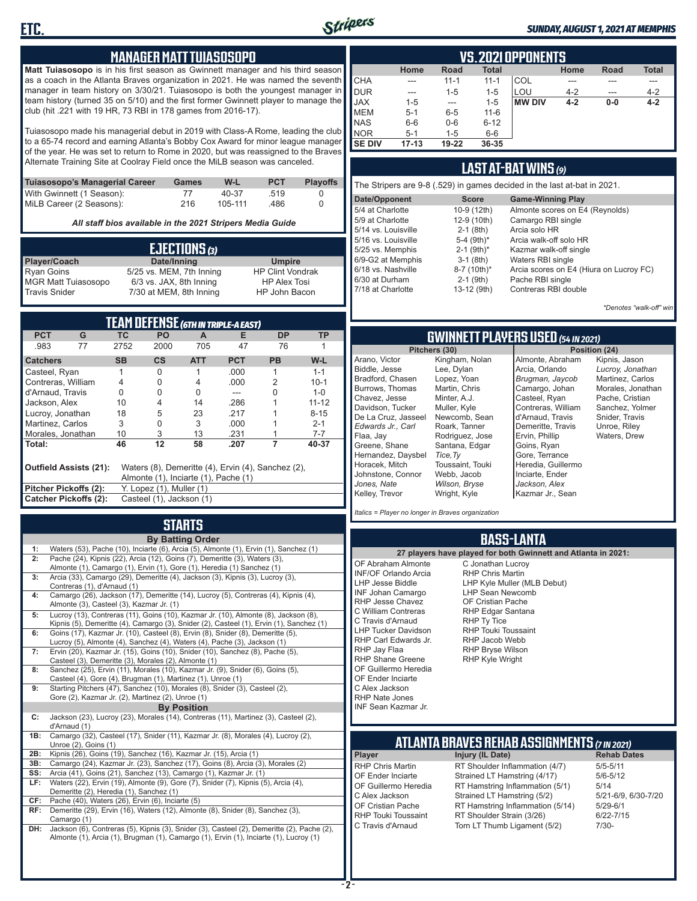## MANAGER MATT TUIASOSOPO

**Matt Tuiasosopo** is in his first season as Gwinnett manager and his third season as a coach in the Atlanta Braves organization in 2021. He was named the seventh manager in team history on 3/30/21. Tuiasosopo is both the youngest manager in team history (turned 35 on 5/10) and the first former Gwinnett player to manage the club (hit .221 with 19 HR, 73 RBI in 178 games from 2016-17).

Tuiasosopo made his managerial debut in 2019 with Class-A Rome, leading the club to a 65-74 record and earning Atlanta's Bobby Cox Award for minor league manager of the year. He was set to return to Rome in 2020, but was reassigned to the Braves Alternate Training Site at Coolray Field once the MiLB season was canceled.

| Tuiasosopo's Managerial Career | Games | W-L | PCT | Playoffs |
|---|---|---|---|---|
| With Gwinnett (1 Season): | 77 | 40-37 | .519 | 0 |
| MiLB Career (2 Seasons): | 216 | 105-111 | .486 | 0 |

*All staff bios available in the 2021 Stripers Media Guide*

## EJECTIONS (3)

| Player/Coach | Date/Inning | Umpire |
|---|---|---|
| Ryan Goins | 5/25 vs. MEM, 7th Inning | HP Clint Vondrak |
| MGR Matt Tuiasosopo | 6/3 vs. JAX, 8th Inning | HP Alex Tosi |
| Travis Snider | 7/30 at MEM, 8th Inning | HP John Bacon |

## TEAM DEFENSE (6TH IN TRIPLE-A EAST)

| PCT | G | TC | PO | A | E | DP | TP |
|---|---|---|---|---|---|---|---|
| .983 | 77 | 2752 | 2000 | 705 | 47 | 76 | 1 |

| Catchers | SB | CS | ATT | PCT | PB | W-L |
|---|---|---|---|---|---|---|
| Casteel, Ryan | 1 | 0 | 1 | .000 | 1 | 1-1 |
| Contreras, William | 4 | 0 | 4 | .000 | 2 | 10-1 |
| d'Arnaud, Travis | 0 | 0 | 0 | --- | 0 | 1-0 |
| Jackson, Alex | 10 | 4 | 14 | .286 | 1 | 11-12 |
| Lucroy, Jonathan | 18 | 5 | 23 | .217 | 1 | 8-15 |
| Martinez, Carlos | 3 | 0 | 3 | .000 | 1 | 2-1 |
| Morales, Jonathan | 10 | 3 | 13 | .231 | 1 | 7-7 |
| **Total:** | **46** | **12** | **58** | **.207** | **7** | **40-37** |

**Outfield Assists (21):** Waters (8), Demeritte (4), Ervin (4), Sanchez (2), Almonte (1), Inciarte (1), Pache (1)
**Pitcher Pickoffs (2):** Y. Lopez (1), Muller (1)
**Catcher Pickoffs (2):** Casteel (1), Jackson (1)

## STARTS

**By Batting Order**

| | |
|---|---|
| 1: | Waters (53), Pache (10), Inciarte (6), Arcia (5), Almonte (1), Ervin (1), Sanchez (1) |
| 2: | Pache (24), Kipnis (22), Arcia (12), Goins (7), Demeritte (3), Waters (3), Almonte (1), Camargo (1), Ervin (1), Gore (1), Heredia (1) Sanchez (1) |
| 3: | Arcia (33), Camargo (29), Demeritte (4), Jackson (3), Kipnis (3), Lucroy (3), Contreras (1), d'Arnaud (1) |
| 4: | Camargo (26), Jackson (17), Demeritte (14), Lucroy (5), Contreras (4), Kipnis (4), Almonte (3), Casteel (3), Kazmar Jr. (1) |
| 5: | Lucroy (13), Contreras (11), Goins (10), Kazmar Jr. (10), Almonte (8), Jackson (8), Kipnis (5), Demeritte (4), Camargo (3), Snider (2), Casteel (1), Ervin (1), Sanchez (1) |
| 6: | Goins (17), Kazmar Jr. (10), Casteel (8), Ervin (8), Snider (8), Demeritte (5), Lucroy (5), Almonte (4), Sanchez (4), Waters (4), Pache (3), Jackson (1) |
| 7: | Ervin (20), Kazmar Jr. (15), Goins (10), Snider (10), Sanchez (8), Pache (5), Casteel (3), Demeritte (3), Morales (2), Almonte (1) |
| 8: | Sanchez (25), Ervin (11), Morales (10), Kazmar Jr. (9), Snider (6), Goins (5), Casteel (4), Gore (4), Brugman (1), Martinez (1), Unroe (1) |
| 9: | Starting Pitchers (47), Sanchez (10), Morales (8), Snider (3), Casteel (2), Gore (2), Kazmar Jr. (2), Martinez (2), Unroe (1) |

**By Position**

| | |
|---|---|
| C: | Jackson (23), Lucroy (23), Morales (14), Contreras (11), Martinez (3), Casteel (2), d'Arnaud (1) |
| 1B: | Camargo (32), Casteel (17), Snider (11), Kazmar Jr. (8), Morales (4), Lucroy (2), Unroe (2), Goins (1) |
| 2B: | Kipnis (26), Goins (19), Sanchez (16), Kazmar Jr. (15), Arcia (1) |
| 3B: | Camargo (24), Kazmar Jr. (23), Sanchez (17), Goins (8), Arcia (3), Morales (2) |
| SS: | Arcia (41), Goins (21), Sanchez (13), Camargo (1), Kazmar Jr. (1) |
| LF: | Waters (22), Ervin (19), Almonte (9), Gore (7), Snider (7), Kipnis (5), Arcia (4), Demeritte (2), Heredia (1), Sanchez (1) |
| CF: | Pache (40), Waters (26), Ervin (6), Inciarte (5) |
| RF: | Demeritte (29), Ervin (16), Waters (12), Almonte (8), Snider (8), Sanchez (3), Camargo (1) |
| DH: | Jackson (6), Contreras (5), Kipnis (3), Snider (3), Casteel (2), Demeritte (2), Pache (2), Almonte (1), Arcia (1), Brugman (1), Camargo (1), Ervin (1), Inciarte (1), Lucroy (1) |

## VS. 2021 OPPONENTS

| | Home | Road | Total |
|---|---|---|---|
| CHA | --- | 11-1 | 11-1 |
| DUR | --- | 1-5 | 1-5 |
| JAX | 1-5 | --- | 1-5 |
| MEM | 5-1 | 6-5 | 11-6 |
| NAS | 6-6 | 0-6 | 6-12 |
| NOR | 5-1 | 1-5 | 6-6 |
| **SE DIV** | **17-13** | **19-22** | **36-35** |

| | Home | Road | Total |
|---|---|---|---|
| COL | --- | --- | --- |
| LOU | 4-2 | --- | 4-2 |
| **MW DIV** | **4-2** | **0-0** | **4-2** |

## LAST AT-BAT WINS (9)

The Stripers are 9-8 (.529) in games decided in the last at-bat in 2021.

| Date/Opponent | Score | Game-Winning Play |
|---|---|---|
| 5/4 at Charlotte | 10-9 (12th) | Almonte scores on E4 (Reynolds) |
| 5/9 at Charlotte | 12-9 (10th) | Camargo RBI single |
| 5/14 vs. Louisville | 2-1 (8th) | Arcia solo HR |
| 5/16 vs. Louisville | 5-4 (9th)* | Arcia walk-off solo HR |
| 5/25 vs. Memphis | 2-1 (9th)* | Kazmar walk-off single |
| 6/9-G2 at Memphis | 3-1 (8th) | Waters RBI single |
| 6/18 vs. Nashville | 8-7 (10th)* | Arcia scores on E4 (Hiura on Lucroy FC) |
| 6/30 at Durham | 2-1 (9th) | Pache RBI single |
| 7/18 at Charlotte | 13-12 (9th) | Contreras RBI double |

*\*Denotes "walk-off" win*

## GWINNETT PLAYERS USED (54 IN 2021)

**Pitchers (30)**

Arano, Victor; Biddle, Jesse; Bradford, Chasen; Burrows, Thomas; Chavez, Jesse; Davidson, Tucker; De La Cruz, Jasseel; *Edwards Jr., Carl*; Flaa, Jay; Greene, Shane; Hernandez, Daysbel; Horacek, Mitch; Johnstone, Connor; *Jones, Nate*; Kelley, Trevor; Kingham, Nolan; Lee, Dylan; Lopez, Yoan; Martin, Chris; Minter, A.J.; Muller, Kyle; Newcomb, Sean; Roark, Tanner; Rodriguez, Jose; Santana, Edgar; *Tice,Ty*; Toussaint, Touki; Webb, Jacob; *Wilson, Bryse*; Wright, Kyle

**Position (24)**

Almonte, Abraham; Arcia, Orlando; *Brugman, Jaycob*; Camargo, Johan; Casteel, Ryan; Contreras, William; d'Arnaud, Travis; Demeritte, Travis; Ervin, Phillip; Goins, Ryan; Gore, Terrance; Heredia, Guillermo; Inciarte, Ender; *Jackson, Alex*; Kazmar Jr., Sean; Kipnis, Jason; *Lucroy, Jonathan*; Martinez, Carlos; Morales, Jonathan; Pache, Cristian; Sanchez, Yolmer; Snider, Travis; Unroe, Riley; Waters, Drew

*Italics = Player no longer in Braves organization*

## BASS-LANTA

**27 players have played for both Gwinnett and Atlanta in 2021:**

- OF Abraham Almonte
- INF/OF Orlando Arcia
- LHP Jesse Biddle
- INF Johan Camargo
- RHP Jesse Chavez
- C William Contreras
- C Travis d'Arnaud
- LHP Tucker Davidson
- RHP Carl Edwards Jr.
- RHP Jay Flaa
- RHP Shane Greene
- OF Guillermo Heredia
- OF Ender Inciarte
- C Alex Jackson
- RHP Nate Jones
- INF Sean Kazmar Jr.
- C Jonathan Lucroy
- RHP Chris Martin
- LHP Kyle Muller (MLB Debut)
- LHP Sean Newcomb
- OF Cristian Pache
- RHP Edgar Santana
- RHP Ty Tice
- RHP Touki Toussaint
- RHP Jacob Webb
- RHP Bryse Wilson
- RHP Kyle Wright

## ATLANTA BRAVES REHAB ASSIGNMENTS (7 IN 2021)

| Player | Injury (IL Date) | Rehab Dates |
|---|---|---|
| RHP Chris Martin | RT Shoulder Inflammation (4/7) | 5/5-5/11 |
| OF Ender Inciarte | Strained LT Hamstring (4/17) | 5/6-5/12 |
| OF Guillermo Heredia | RT Hamstring Inflammation (5/1) | 5/14 |
| C Alex Jackson | Strained LT Hamstring (5/2) | 5/21-6/9, 6/30-7/20 |
| OF Cristian Pache | RT Hamstring Inflammation (5/14) | 5/29-6/1 |
| RHP Touki Toussaint | RT Shoulder Strain (3/26) | 6/22-7/15 |
| C Travis d'Arnaud | Torn LT Thumb Ligament (5/2) | 7/30- |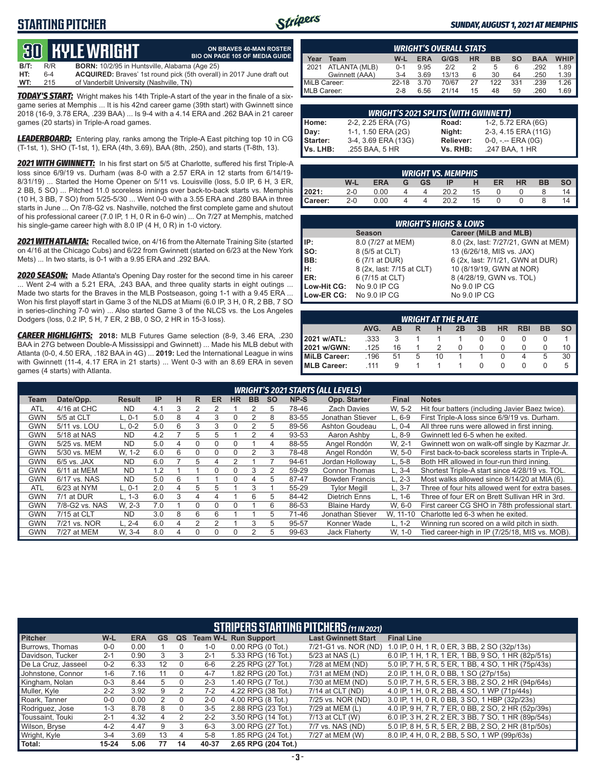## STARTING PITCHER

*SUNDAY, AUGUST 1, 2021 AT MEMPHIS*

# 30 KYLE WRIGHT

**ON BRAVES 40-MAN ROSTER**
**BIO ON PAGE 105 OF MEDIA GUIDE**

| | | | |
|---|---|---|---|
| **B/T:** | R/R | **BORN:** | 10/2/95 in Huntsville, Alabama (Age 25) |
| **HT:** | 6-4 | **ACQUIRED:** | Braves' 1st round pick (5th overall) in 2017 June draft out |
| **WT:** | 215 | | of Vanderbilt University (Nashville, TN) |

***TODAY'S START:*** Wright makes his 14th Triple-A start of the year in the finale of a six-game series at Memphis ... It is his 42nd career game (39th start) with Gwinnett since 2018 (16-9, 3.78 ERA, .239 BAA) ... Is 9-4 with a 4.14 ERA and .262 BAA in 21 career games (20 starts) in Triple-A road games.

***LEADERBOARD:*** Entering play, ranks among the Triple-A East pitching top 10 in CG (T-1st, 1), SHO (T-1st, 1), ERA (4th, 3.69), BAA (8th, .250), and starts (T-8th, 13).

***2021 WITH GWINNETT:*** In his first start on 5/5 at Charlotte, suffered his first Triple-A loss since 6/9/19 vs. Durham (was 8-0 with a 2.57 ERA in 12 starts from 6/14/19-8/31/19) ... Started the Home Opener on 5/11 vs. Louisville (loss, 5.0 IP, 6 H, 3 ER, 2 BB, 5 SO) ... Pitched 11.0 scoreless innings over back-to-back starts vs. Memphis (10 H, 3 BB, 7 SO) from 5/25-5/30 ... Went 0-0 with a 3.55 ERA and .280 BAA in three starts in June ... On 7/8-G2 vs. Nashville, notched the first complete game and shutout of his professional career (7.0 IP, 1 H, 0 R in 6-0 win) ... On 7/27 at Memphis, matched his single-game career high with 8.0 IP (4 H, 0 R) in 1-0 victory.

***2021 WITH ATLANTA:*** Recalled twice, on 4/16 from the Alternate Training Site (started on 4/16 at the Chicago Cubs) and 6/22 from Gwinnett (started on 6/23 at the New York Mets) ... In two starts, is 0-1 with a 9.95 ERA and .292 BAA.

***2020 SEASON:*** Made Atlanta's Opening Day roster for the second time in his career ... Went 2-4 with a 5.21 ERA, .243 BAA, and three quality starts in eight outings ... Made two starts for the Braves in the MLB Postseason, going 1-1 with a 9.45 ERA ... Won his first playoff start in Game 3 of the NLDS at Miami (6.0 IP, 3 H, 0 R, 2 BB, 7 SO in series-clinching 7-0 win) ... Also started Game 3 of the NLCS vs. the Los Angeles Dodgers (loss, 0.2 IP, 5 H, 7 ER, 2 BB, 0 SO, 2 HR in 15-3 loss).

***CAREER HIGHLIGHTS:*** **2018:** MLB Futures Game selection (8-9, 3.46 ERA, .230 BAA in 27G between Double-A Mississippi and Gwinnett) ... Made his MLB debut with Atlanta (0-0, 4.50 ERA, .182 BAA in 4G) ... **2019:** Led the International League in wins with Gwinnett (11-4, 4.17 ERA in 21 starts) ... Went 0-3 with an 8.69 ERA in seven games (4 starts) with Atlanta.

### WRIGHT'S OVERALL STATS

| Year | Team | W-L | ERA | G/GS | HR | BB | SO | BAA | WHIP |
|---|---|---|---|---|---|---|---|---|---|
| 2021 | ATLANTA (MLB) | 0-1 | 9.95 | 2/2 | 2 | 5 | 6 | .292 | 1.89 |
| | Gwinnett (AAA) | 3-4 | 3.69 | 13/13 | 6 | 30 | 64 | .250 | 1.39 |
| MiLB Career: | | 22-18 | 3.70 | 70/67 | 27 | 122 | 331 | .239 | 1.26 |
| MLB Career: | | 2-8 | 6.56 | 21/14 | 15 | 48 | 59 | .260 | 1.69 |

### WRIGHT'S 2021 SPLITS (WITH GWINNETT)

| | | | |
|---|---|---|---|
| **Home:** | 2-2, 2.25 ERA (7G) | **Road:** | 1-2, 5.72 ERA (6G) |
| **Day:** | 1-1, 1.50 ERA (2G) | **Night:** | 2-3, 4.15 ERA (11G) |
| **Starter:** | 3-4, 3.69 ERA (13G) | **Reliever:** | 0-0, -.-- ERA (0G) |
| **Vs. LHB:** | .255 BAA, 5 HR | **Vs. RHB:** | .247 BAA, 1 HR |

### WRIGHT VS. MEMPHIS

| | W-L | ERA | G | GS | IP | H | ER | HR | BB | SO |
|---|---|---|---|---|---|---|---|---|---|---|
| **2021:** | 2-0 | 0.00 | 4 | 4 | 20.2 | 15 | 0 | 0 | 8 | 14 |
| **Career:** | 2-0 | 0.00 | 4 | 4 | 20.2 | 15 | 0 | 0 | 8 | 14 |

### WRIGHT'S HIGHS & LOWS

| | Season | Career (MiLB and MLB) |
|---|---|---|
| **IP:** | 8.0 (7/27 at MEM) | 8.0 (2x, last: 7/27/21, GWN at MEM) |
| **SO:** | 8 (5/5 at CLT) | 13 (6/26/18, MIS vs. JAX) |
| **BB:** | 6 (7/1 at DUR) | 6 (2x, last: 7/1/21, GWN at DUR) |
| **H:** | 8 (2x, last: 7/15 at CLT) | 10 (8/19/19, GWN at NOR) |
| **ER:** | 6 (7/15 at CLT) | 8 (4/28/19, GWN vs. TOL) |
| **Low-Hit CG:** | No 9.0 IP CG | No 9.0 IP CG |
| **Low-ER CG:** | No 9.0 IP CG | No 9.0 IP CG |

### WRIGHT AT THE PLATE

| | AVG. | AB | R | H | 2B | 3B | HR | RBI | BB | SO |
|---|---|---|---|---|---|---|---|---|---|---|
| **2021 w/ATL:** | .333 | 3 | 1 | 1 | 1 | 0 | 0 | 0 | 0 | 1 |
| **2021 w/GWN:** | .125 | 16 | 1 | 2 | 0 | 0 | 0 | 0 | 0 | 10 |
| **MiLB Career:** | .196 | 51 | 5 | 10 | 1 | 1 | 0 | 4 | 5 | 30 |
| **MLB Career:** | .111 | 9 | 1 | 1 | 1 | 0 | 0 | 0 | 0 | 5 |

### WRIGHT'S 2021 STARTS (ALL LEVELS)

| Team | Date/Opp. | Result | IP | H | R | ER | HR | BB | SO | NP-S | Opp. Starter | Final | Notes |
|---|---|---|---|---|---|---|---|---|---|---|---|---|---|
| ATL | 4/16 at CHC | ND | 4.1 | 3 | 2 | 2 | 1 | 2 | 5 | 78-46 | Zach Davies | W, 5-2 | Hit four batters (including Javier Baez twice). |
| GWN | 5/5 at CLT | L, 0-1 | 5.0 | 8 | 4 | 3 | 0 | 2 | 8 | 83-55 | Jonathan Stiever | L, 6-9 | First Triple-A loss since 6/9/19 vs. Durham. |
| GWN | 5/11 vs. LOU | L, 0-2 | 5.0 | 6 | 3 | 3 | 0 | 2 | 5 | 89-56 | Ashton Goudeau | L, 0-4 | All three runs were allowed in first inning. |
| GWN | 5/18 at NAS | ND | 4.2 | 7 | 5 | 5 | 1 | 2 | 4 | 93-53 | Aaron Ashby | L, 8-9 | Gwinnett led 6-5 when he exited. |
| GWN | 5/25 vs. MEM | ND | 5.0 | 4 | 0 | 0 | 0 | 1 | 4 | 88-55 | Angel Rondón | W, 2-1 | Gwinnett won on walk-off single by Kazmar Jr. |
| GWN | 5/30 vs. MEM | W, 1-2 | 6.0 | 6 | 0 | 0 | 0 | 2 | 3 | 78-48 | Angel Rondón | W, 5-0 | First back-to-back scoreless starts in Triple-A. |
| GWN | 6/5 vs. JAX | ND | 6.0 | 7 | 5 | 4 | 2 | 1 | 7 | 94-61 | Jordan Holloway | L, 5-8 | Both HR allowed in four-run third inning. |
| GWN | 6/11 at MEM | ND | 1.2 | 1 | 1 | 0 | 0 | 3 | 2 | 59-29 | Connor Thomas | L, 3-4 | Shortest Triple-A start since 4/28/19 vs. TOL. |
| GWN | 6/17 vs. NAS | ND | 5.0 | 6 | 1 | 1 | 0 | 4 | 5 | 87-47 | Bowden Francis | L, 2-3 | Most walks allowed since 8/14/20 at MIA (6). |
| ATL | 6/23 at NYM | L, 0-1 | 2.0 | 4 | 5 | 5 | 1 | 3 | 1 | 55-29 | Tylor Megill | L, 3-7 | Three of four hits allowed went for extra bases. |
| GWN | 7/1 at DUR | L, 1-3 | 6.0 | 3 | 4 | 4 | 1 | 6 | 5 | 84-42 | Dietrich Enns | L, 1-6 | Three of four ER on Brett Sullivan HR in 3rd. |
| GWN | 7/8-G2 vs. NAS | W, 2-3 | 7.0 | 1 | 0 | 0 | 0 | 1 | 6 | 86-53 | Blaine Hardy | W, 6-0 | First career CG SHO in 78th professional start. |
| GWN | 7/15 at CLT | ND | 3.0 | 8 | 6 | 6 | 1 | 1 | 5 | 71-46 | Jonathan Stiever | W, 11-10 | Charlotte led 6-3 when he exited. |
| GWN | 7/21 vs. NOR | L, 2-4 | 6.0 | 4 | 2 | 2 | 1 | 3 | 5 | 95-57 | Konner Wade | L, 1-2 | Winning run scored on a wild pitch in sixth. |
| GWN | 7/27 at MEM | W, 3-4 | 8.0 | 4 | 0 | 0 | 0 | 2 | 5 | 99-63 | Jack Flaherty | W, 1-0 | Tied career-high in IP (7/25/18, MIS vs. MOB). |

### STRIPERS STARTING PITCHERS *(11 IN 2021)*

| Pitcher | W-L | ERA | GS | QS | Team W-L | Run Support | Last Gwinnett Start | Final Line |
|---|---|---|---|---|---|---|---|---|
| Burrows, Thomas | 0-0 | 0.00 | 1 | 0 | 1-0 | 0.00 RPG (0 Tot.) | 7/21-G1 vs. NOR (ND) | 1.0 IP, 0 H, 1 R, 0 ER, 3 BB, 2 SO (32p/13s) |
| Davidson, Tucker | 2-1 | 0.90 | 3 | 3 | 2-1 | 5.33 RPG (16 Tot.) | 5/23 at NAS (L) | 6.0 IP, 1 H, 1 R, 1 ER, 1 BB, 9 SO, 1 HR (82p/51s) |
| De La Cruz, Jasseel | 0-2 | 6.33 | 12 | 0 | 6-6 | 2.25 RPG (27 Tot.) | 7/28 at MEM (ND) | 5.0 IP, 7 H, 5 R, 5 ER, 1 BB, 4 SO, 1 HR (75p/43s) |
| Johnstone, Connor | 1-6 | 7.16 | 11 | 0 | 4-7 | 1.82 RPG (20 Tot.) | 7/31 at MEM (ND) | 2.0 IP, 1 H, 0 R, 0 BB, 1 SO (27p/15s) |
| Kingham, Nolan | 0-3 | 8.44 | 5 | 0 | 2-3 | 1.40 RPG (7 Tot.) | 7/30 at MEM (ND) | 5.0 IP, 7 H, 5 R, 5 ER, 3 BB, 2 SO, 2 HR (94p/64s) |
| Muller, Kyle | 2-2 | 3.92 | 9 | 2 | 7-2 | 4.22 RPG (38 Tot.) | 7/14 at CLT (ND) | 4.0 IP, 1 H, 0 R, 2 BB, 4 SO, 1 WP (71p/44s) |
| Roark, Tanner | 0-0 | 0.00 | 2 | 0 | 2-0 | 4.00 RPG (8 Tot.) | 7/25 vs. NOR (ND) | 3.0 IP, 1 H, 0 R, 0 BB, 3 SO, 1 HBP (32p/23s) |
| Rodriguez, Jose | 1-3 | 8.78 | 8 | 0 | 3-5 | 2.88 RPG (23 Tot.) | 7/29 at MEM (L) | 4.0 IP, 9 H, 7 R, 7 ER, 0 BB, 2 SO, 2 HR (52p/39s) |
| Toussaint, Touki | 2-1 | 4.32 | 4 | 2 | 2-2 | 3.50 RPG (14 Tot.) | 7/13 at CLT (W) | 6.0 IP, 3 H, 2 R, 2 ER, 3 BB, 7 SO, 1 HR (89p/54s) |
| Wilson, Bryse | 4-2 | 4.47 | 9 | 3 | 6-3 | 3.00 RPG (27 Tot.) | 7/7 vs. NAS (ND) | 5.0 IP, 8 H, 5 R, 5 ER, 2 BB, 2 SO, 2 HR (81p/50s) |
| Wright, Kyle | 3-4 | 3.69 | 13 | 4 | 5-8 | 1.85 RPG (24 Tot.) | 7/27 at MEM (W) | 8.0 IP, 4 H, 0 R, 2 BB, 5 SO, 1 WP (99p/63s) |
| **Total:** | **15-24** | **5.06** | **77** | **14** | **40-37** | **2.65 RPG (204 Tot.)** | | |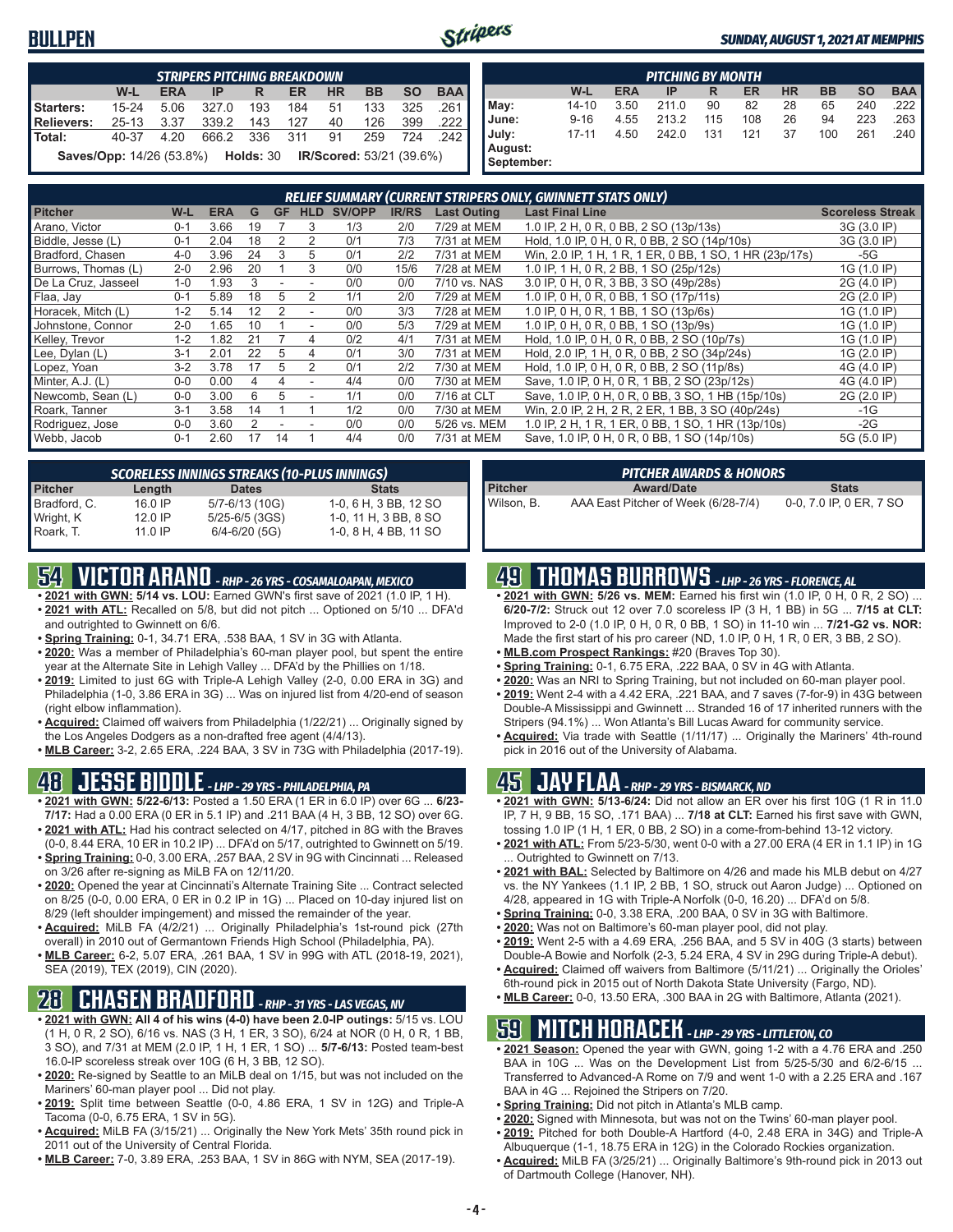# BULLPEN

*SUNDAY, AUGUST 1, 2021 AT MEMPHIS*

| STRIPERS PITCHING BREAKDOWN | | | | | | | | | |
|---|---|---|---|---|---|---|---|---|---|
| | W-L | ERA | IP | R | ER | HR | BB | SO | BAA |
| Starters: | 15-24 | 5.06 | 327.0 | 193 | 184 | 51 | 133 | 325 | .261 |
| Relievers: | 25-13 | 3.37 | 339.2 | 143 | 127 | 40 | 126 | 399 | .222 |
| Total: | 40-37 | 4.20 | 666.2 | 336 | 311 | 91 | 259 | 724 | .242 |

**Saves/Opp:** 14/26 (53.8%) **Holds:** 30 **IR/Scored:** 53/21 (39.6%)

| PITCHING BY MONTH | | | | | | | | | |
|---|---|---|---|---|---|---|---|---|---|
| | W-L | ERA | IP | R | ER | HR | BB | SO | BAA |
| May: | 14-10 | 3.50 | 211.0 | 90 | 82 | 28 | 65 | 240 | .222 |
| June: | 9-16 | 4.55 | 213.2 | 115 | 108 | 26 | 94 | 223 | .263 |
| July: | 17-11 | 4.50 | 242.0 | 131 | 121 | 37 | 100 | 261 | .240 |
| August: | | | | | | | | | |
| September: | | | | | | | | | |

**RELIEF SUMMARY (CURRENT STRIPERS ONLY, GWINNETT STATS ONLY)**

| Pitcher | W-L | ERA | G | GF | HLD | SV/OPP | IR/RS | Last Outing | Last Final Line | Scoreless Streak |
|---|---|---|---|---|---|---|---|---|---|---|
| Arano, Victor | 0-1 | 3.66 | 19 | 7 | 3 | 1/3 | 2/0 | 7/29 at MEM | 1.0 IP, 2 H, 0 R, 0 BB, 2 SO (13p/13s) | 3G (3.0 IP) |
| Biddle, Jesse (L) | 0-1 | 2.04 | 18 | 2 | 2 | 0/1 | 7/3 | 7/31 at MEM | Hold, 1.0 IP, 0 H, 0 R, 0 BB, 2 SO (14p/10s) | 3G (3.0 IP) |
| Bradford, Chasen | 4-0 | 3.96 | 24 | 3 | 5 | 0/1 | 2/2 | 7/31 at MEM | Win, 2.0 IP, 1 H, 1 R, 1 ER, 0 BB, 1 SO, 1 HR (23p/17s) | -5G |
| Burrows, Thomas (L) | 2-0 | 2.96 | 20 | 1 | 3 | 0/0 | 15/6 | 7/28 at MEM | 1.0 IP, 1 H, 0 R, 2 BB, 1 SO (25p/12s) | 1G (1.0 IP) |
| De La Cruz, Jasseel | 1-0 | 1.93 | 3 | - | - | 0/0 | 0/0 | 7/10 vs. NAS | 3.0 IP, 0 H, 0 R, 3 BB, 3 SO (49p/28s) | 2G (4.0 IP) |
| Flaa, Jay | 0-1 | 5.89 | 18 | 5 | 2 | 1/1 | 2/0 | 7/29 at MEM | 1.0 IP, 0 H, 0 R, 0 BB, 1 SO (17p/11s) | 2G (2.0 IP) |
| Horacek, Mitch (L) | 1-2 | 5.14 | 12 | 2 | - | 0/0 | 3/3 | 7/28 at MEM | 1.0 IP, 0 H, 0 R, 1 BB, 1 SO (13p/6s) | 1G (1.0 IP) |
| Johnstone, Connor | 2-0 | 1.65 | 10 | 1 | - | 0/0 | 5/3 | 7/29 at MEM | 1.0 IP, 0 H, 0 R, 0 BB, 1 SO (13p/9s) | 1G (1.0 IP) |
| Kelley, Trevor | 1-2 | 1.82 | 21 | 7 | 4 | 0/2 | 4/1 | 7/31 at MEM | Hold, 1.0 IP, 0 H, 0 R, 0 BB, 2 SO (10p/7s) | 1G (1.0 IP) |
| Lee, Dylan (L) | 3-1 | 2.01 | 22 | 5 | 4 | 0/1 | 3/0 | 7/31 at MEM | Hold, 2.0 IP, 1 H, 0 R, 0 BB, 2 SO (34p/24s) | 1G (2.0 IP) |
| Lopez, Yoan | 3-2 | 3.78 | 17 | 5 | 2 | 0/1 | 2/2 | 7/30 at MEM | Hold, 1.0 IP, 0 H, 0 R, 0 BB, 2 SO (11p/8s) | 4G (4.0 IP) |
| Minter, A.J. (L) | 0-0 | 0.00 | 4 | 4 | - | 4/4 | 0/0 | 7/30 at MEM | Save, 1.0 IP, 0 H, 0 R, 1 BB, 2 SO (23p/12s) | 4G (4.0 IP) |
| Newcomb, Sean (L) | 0-0 | 3.00 | 6 | 5 | - | 1/1 | 0/0 | 7/16 at CLT | Save, 1.0 IP, 0 H, 0 R, 0 BB, 3 SO, 1 HB (15p/10s) | 2G (2.0 IP) |
| Roark, Tanner | 3-1 | 3.58 | 14 | 1 | 1 | 1/2 | 0/0 | 7/30 at MEM | Win, 2.0 IP, 2 H, 2 R, 2 ER, 1 BB, 3 SO (40p/24s) | -1G |
| Rodriguez, Jose | 0-0 | 3.60 | 2 | - | - | 0/0 | 0/0 | 5/26 vs. MEM | 1.0 IP, 2 H, 1 R, 1 ER, 0 BB, 1 SO, 1 HR (13p/10s) | -2G |
| Webb, Jacob | 0-1 | 2.60 | 17 | 14 | 1 | 4/4 | 0/0 | 7/31 at MEM | Save, 1.0 IP, 0 H, 0 R, 0 BB, 1 SO (14p/10s) | 5G (5.0 IP) |

**SCORELESS INNINGS STREAKS (10-PLUS INNINGS)**

| Pitcher | Length | Dates | Stats |
|---|---|---|---|
| Bradford, C. | 16.0 IP | 5/7-6/13 (10G) | 1-0, 6 H, 3 BB, 12 SO |
| Wright, K | 12.0 IP | 5/25-6/5 (3GS) | 1-0, 11 H, 3 BB, 8 SO |
| Roark, T. | 11.0 IP | 6/4-6/20 (5G) | 1-0, 8 H, 4 BB, 11 SO |

**PITCHER AWARDS & HONORS**

| Pitcher | Award/Date | Stats |
|---|---|---|
| Wilson, B. | AAA East Pitcher of Week (6/28-7/4) | 0-0, 7.0 IP, 0 ER, 7 SO |

## 54 VICTOR ARANO - RHP - 26 YRS - COSAMALOAPAN, MEXICO

- **2021 with GWN: 5/14 vs. LOU:** Earned GWN's first save of 2021 (1.0 IP, 1 H).
- **2021 with ATL:** Recalled on 5/8, but did not pitch ... Optioned on 5/10 ... DFA'd and outrighted to Gwinnett on 6/6.
- **Spring Training:** 0-1, 34.71 ERA, .538 BAA, 1 SV in 3G with Atlanta.
- **2020:** Was a member of Philadelphia's 60-man player pool, but spent the entire year at the Alternate Site in Lehigh Valley ... DFA'd by the Phillies on 1/18.
- **2019:** Limited to just 6G with Triple-A Lehigh Valley (2-0, 0.00 ERA in 3G) and Philadelphia (1-0, 3.86 ERA in 3G) ... Was on injured list from 4/20-end of season (right elbow inflammation).
- **Acquired:** Claimed off waivers from Philadelphia (1/22/21) ... Originally signed by the Los Angeles Dodgers as a non-drafted free agent (4/4/13).
- **MLB Career:** 3-2, 2.65 ERA, .224 BAA, 3 SV in 73G with Philadelphia (2017-19).

## 48 JESSE BIDDLE - LHP - 29 YRS - PHILADELPHIA, PA

- **2021 with GWN: 5/22-6/13:** Posted a 1.50 ERA (1 ER in 6.0 IP) over 6G ... **6/23-7/17:** Had a 0.00 ERA (0 ER in 5.1 IP) and .211 BAA (4 H, 3 BB, 12 SO) over 6G.
- **2021 with ATL:** Had his contract selected on 4/17, pitched in 8G with the Braves (0-0, 8.44 ERA, 10 ER in 10.2 IP) ... DFA'd on 5/17, outrighted to Gwinnett on 5/19.
- **Spring Training:** 0-0, 3.00 ERA, .257 BAA, 2 SV in 9G with Cincinnati ... Released on 3/26 after re-signing as MiLB FA on 12/11/20.
- **2020:** Opened the year at Cincinnati's Alternate Training Site ... Contract selected on 8/25 (0-0, 0.00 ERA, 0 ER in 0.2 IP in 1G) ... Placed on 10-day injured list on 8/29 (left shoulder impingement) and missed the remainder of the year.
- **Acquired:** MiLB FA (4/2/21) ... Originally Philadelphia's 1st-round pick (27th overall) in 2010 out of Germantown Friends High School (Philadelphia, PA).
- **MLB Career:** 6-2, 5.07 ERA, .261 BAA, 1 SV in 99G with ATL (2018-19, 2021), SEA (2019), TEX (2019), CIN (2020).

## 28 CHASEN BRADFORD - RHP - 31 YRS - LAS VEGAS, NV

- **2021 with GWN: All 4 of his wins (4-0) have been 2.0-IP outings:** 5/15 vs. LOU (1 H, 0 R, 2 SO), 6/16 vs. NAS (3 H, 1 ER, 3 SO), 6/24 at NOR (0 H, 0 R, 1 BB, 3 SO), and 7/31 at MEM (2.0 IP, 1 H, 1 ER, 1 SO) ... **5/7-6/13:** Posted team-best 16.0-IP scoreless streak over 10G (6 H, 3 BB, 12 SO).
- **2020:** Re-signed by Seattle to an MiLB deal on 1/15, but was not included on the Mariners' 60-man player pool ... Did not play.
- **2019:** Split time between Seattle (0-0, 4.86 ERA, 1 SV in 12G) and Triple-A Tacoma (0-0, 6.75 ERA, 1 SV in 5G).
- **Acquired:** MiLB FA (3/15/21) ... Originally the New York Mets' 35th round pick in 2011 out of the University of Central Florida.
- **MLB Career:** 7-0, 3.89 ERA, .253 BAA, 1 SV in 86G with NYM, SEA (2017-19).

## 49 THOMAS BURROWS - LHP - 26 YRS - FLORENCE, AL

- **2021 with GWN: 5/26 vs. MEM:** Earned his first win (1.0 IP, 0 H, 0 R, 2 SO) ... **6/20-7/2:** Struck out 12 over 7.0 scoreless IP (3 H, 1 BB) in 5G ... **7/15 at CLT:** Improved to 2-0 (1.0 IP, 0 H, 0 R, 0 BB, 1 SO) in 11-10 win ... **7/21-G2 vs. NOR:** Made the first start of his pro career (ND, 1.0 IP, 0 H, 1 R, 0 ER, 3 BB, 2 SO).
- **MLB.com Prospect Rankings:** #20 (Braves Top 30).
- **Spring Training:** 0-1, 6.75 ERA, .222 BAA, 0 SV in 4G with Atlanta.
- **2020:** Was an NRI to Spring Training, but not included on 60-man player pool.
- **2019:** Went 2-4 with a 4.42 ERA, .221 BAA, and 7 saves (7-for-9) in 43G between Double-A Mississippi and Gwinnett ... Stranded 16 of 17 inherited runners with the Stripers (94.1%) ... Won Atlanta's Bill Lucas Award for community service.
- **Acquired:** Via trade with Seattle (1/11/17) ... Originally the Mariners' 4th-round pick in 2016 out of the University of Alabama.

## 45 JAY FLAA - RHP - 29 YRS - BISMARCK, ND

- **2021 with GWN: 5/13-6/24:** Did not allow an ER over his first 10G (1 R in 11.0 IP, 7 H, 9 BB, 15 SO, .171 BAA) ... **7/18 at CLT:** Earned his first save with GWN, tossing 1.0 IP (1 H, 1 ER, 0 BB, 2 SO) in a come-from-behind 13-12 victory.
- **2021 with ATL:** From 5/23-5/30, went 0-0 with a 27.00 ERA (4 ER in 1.1 IP) in 1G ... Outrighted to Gwinnett on 7/13.
- **2021 with BAL:** Selected by Baltimore on 4/26 and made his MLB debut on 4/27 vs. the NY Yankees (1.1 IP, 2 BB, 1 SO, struck out Aaron Judge) ... Optioned on 4/28, appeared in 1G with Triple-A Norfolk (0-0, 16.20) ... DFA'd on 5/8.
- **Spring Training:** 0-0, 3.38 ERA, .200 BAA, 0 SV in 3G with Baltimore.
- **2020:** Was not on Baltimore's 60-man player pool, did not play.
- **2019:** Went 2-5 with a 4.69 ERA, .256 BAA, and 5 SV in 40G (3 starts) between Double-A Bowie and Norfolk (2-3, 5.24 ERA, 4 SV in 29G during Triple-A debut).
- **Acquired:** Claimed off waivers from Baltimore (5/11/21) ... Originally the Orioles' 6th-round pick in 2015 out of North Dakota State University (Fargo, ND).
- **MLB Career:** 0-0, 13.50 ERA, .300 BAA in 2G with Baltimore, Atlanta (2021).

## 59 MITCH HORACEK - LHP - 29 YRS - LITTLETON, CO

- **2021 Season:** Opened the year with GWN, going 1-2 with a 4.76 ERA and .250 BAA in 10G ... Was on the Development List from 5/25-5/30 and 6/2-6/15 ... Transferred to Advanced-A Rome on 7/9 and went 1-0 with a 2.25 ERA and .167 BAA in 4G ... Rejoined the Stripers on 7/20.
- **Spring Training:** Did not pitch in Atlanta's MLB camp.
- **2020:** Signed with Minnesota, but was not on the Twins' 60-man player pool.
- **2019:** Pitched for both Double-A Hartford (4-0, 2.48 ERA in 34G) and Triple-A Albuquerque (1-1, 18.75 ERA in 12G) in the Colorado Rockies organization.
- **Acquired:** MiLB FA (3/25/21) ... Originally Baltimore's 9th-round pick in 2013 out of Dartmouth College (Hanover, NH).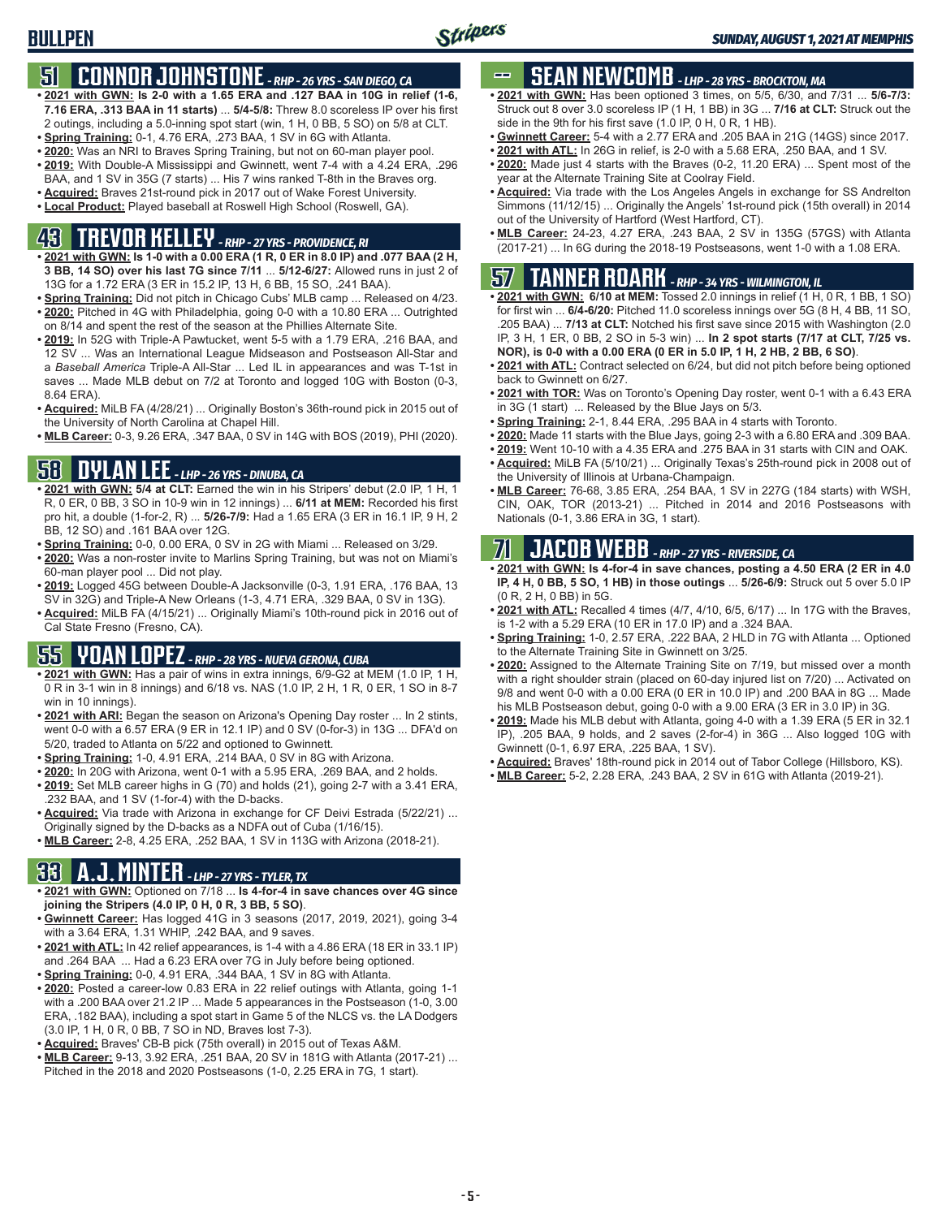# BULLPEN

## 51 CONNOR JOHNSTONE - RHP - 26 YRS - SAN DIEGO, CA

- **2021 with GWN: Is 2-0 with a 1.65 ERA and .127 BAA in 10G in relief (1-6, 7.16 ERA, .313 BAA in 11 starts)** ... **5/4-5/8:** Threw 8.0 scoreless IP over his first 2 outings, including a 5.0-inning spot start (win, 1 H, 0 BB, 5 SO) on 5/8 at CLT.
- **Spring Training:** 0-1, 4.76 ERA, .273 BAA, 1 SV in 6G with Atlanta.
- **2020:** Was an NRI to Braves Spring Training, but not on 60-man player pool.
- **2019:** With Double-A Mississippi and Gwinnett, went 7-4 with a 4.24 ERA, .296 BAA, and 1 SV in 35G (7 starts) ... His 7 wins ranked T-8th in the Braves org.
- **Acquired:** Braves 21st-round pick in 2017 out of Wake Forest University.
- **Local Product:** Played baseball at Roswell High School (Roswell, GA).

## 43 TREVOR KELLEY - RHP - 27 YRS - PROVIDENCE, RI

- **2021 with GWN: Is 1-0 with a 0.00 ERA (1 R, 0 ER in 8.0 IP) and .077 BAA (2 H, 3 BB, 14 SO) over his last 7G since 7/11** ... **5/12-6/27:** Allowed runs in just 2 of 13G for a 1.72 ERA (3 ER in 15.2 IP, 13 H, 6 BB, 15 SO, .241 BAA).
- **Spring Training:** Did not pitch in Chicago Cubs' MLB camp ... Released on 4/23.
- **2020:** Pitched in 4G with Philadelphia, going 0-0 with a 10.80 ERA ... Outrighted on 8/14 and spent the rest of the season at the Phillies Alternate Site.
- **2019:** In 52G with Triple-A Pawtucket, went 5-5 with a 1.79 ERA, .216 BAA, and 12 SV ... Was an International League Midseason and Postseason All-Star and a *Baseball America* Triple-A All-Star ... Led IL in appearances and was T-1st in saves ... Made MLB debut on 7/2 at Toronto and logged 10G with Boston (0-3, 8.64 ERA).
- **Acquired:** MiLB FA (4/28/21) ... Originally Boston's 36th-round pick in 2015 out of the University of North Carolina at Chapel Hill.
- **MLB Career:** 0-3, 9.26 ERA, .347 BAA, 0 SV in 14G with BOS (2019), PHI (2020).

## 58 DYLAN LEE - LHP - 26 YRS - DINUBA, CA

- **2021 with GWN: 5/4 at CLT:** Earned the win in his Stripers' debut (2.0 IP, 1 H, 1 R, 0 ER, 0 BB, 3 SO in 10-9 win in 12 innings) ... **6/11 at MEM:** Recorded his first pro hit, a double (1-for-2, R) ... **5/26-7/9:** Had a 1.65 ERA (3 ER in 16.1 IP, 9 H, 2 BB, 12 SO) and .161 BAA over 12G.
- **Spring Training:** 0-0, 0.00 ERA, 0 SV in 2G with Miami ... Released on 3/29.
- **2020:** Was a non-roster invite to Marlins Spring Training, but was not on Miami's 60-man player pool ... Did not play.
- **2019:** Logged 45G between Double-A Jacksonville (0-3, 1.91 ERA, .176 BAA, 13 SV in 32G) and Triple-A New Orleans (1-3, 4.71 ERA, .329 BAA, 0 SV in 13G).
- **Acquired:** MiLB FA (4/15/21) ... Originally Miami's 10th-round pick in 2016 out of Cal State Fresno (Fresno, CA).

## 55 YOAN LOPEZ - RHP - 28 YRS - NUEVA GERONA, CUBA

- **2021 with GWN:** Has a pair of wins in extra innings, 6/9-G2 at MEM (1.0 IP, 1 H, 0 R in 3-1 win in 8 innings) and 6/18 vs. NAS (1.0 IP, 2 H, 1 R, 0 ER, 1 SO in 8-7 win in 10 innings).
- **2021 with ARI:** Began the season on Arizona's Opening Day roster ... In 2 stints, went 0-0 with a 6.57 ERA (9 ER in 12.1 IP) and 0 SV (0-for-3) in 13G ... DFA'd on 5/20, traded to Atlanta on 5/22 and optioned to Gwinnett.
- **Spring Training:** 1-0, 4.91 ERA, .214 BAA, 0 SV in 8G with Arizona.
- **2020:** In 20G with Arizona, went 0-1 with a 5.95 ERA, .269 BAA, and 2 holds.
- **2019:** Set MLB career highs in G (70) and holds (21), going 2-7 with a 3.41 ERA, .232 BAA, and 1 SV (1-for-4) with the D-backs.
- **Acquired:** Via trade with Arizona in exchange for CF Deivi Estrada (5/22/21) ... Originally signed by the D-backs as a NDFA out of Cuba (1/16/15).
- **MLB Career:** 2-8, 4.25 ERA, .252 BAA, 1 SV in 113G with Arizona (2018-21).

## 33 A.J. MINTER - LHP - 27 YRS - TYLER, TX

- **2021 with GWN:** Optioned on 7/18 ... **Is 4-for-4 in save chances over 4G since joining the Stripers (4.0 IP, 0 H, 0 R, 3 BB, 5 SO)**.
- **Gwinnett Career:** Has logged 41G in 3 seasons (2017, 2019, 2021), going 3-4 with a 3.64 ERA, 1.31 WHIP, .242 BAA, and 9 saves.
- **2021 with ATL:** In 42 relief appearances, is 1-4 with a 4.86 ERA (18 ER in 33.1 IP) and .264 BAA ... Had a 6.23 ERA over 7G in July before being optioned.
- **Spring Training:** 0-0, 4.91 ERA, .344 BAA, 1 SV in 8G with Atlanta.
- **2020:** Posted a career-low 0.83 ERA in 22 relief outings with Atlanta, going 1-1 with a .200 BAA over 21.2 IP ... Made 5 appearances in the Postseason (1-0, 3.00 ERA, .182 BAA), including a spot start in Game 5 of the NLCS vs. the LA Dodgers (3.0 IP, 1 H, 0 R, 0 BB, 7 SO in ND, Braves lost 7-3).
- **Acquired:** Braves' CB-B pick (75th overall) in 2015 out of Texas A&M.
- **MLB Career:** 9-13, 3.92 ERA, .251 BAA, 20 SV in 181G with Atlanta (2017-21) ... Pitched in the 2018 and 2020 Postseasons (1-0, 2.25 ERA in 7G, 1 start).

## -- SEAN NEWCOMB - LHP - 28 YRS - BROCKTON, MA

- **2021 with GWN:** Has been optioned 3 times, on 5/5, 6/30, and 7/31 ... **5/6-7/3:** Struck out 8 over 3.0 scoreless IP (1 H, 1 BB) in 3G ... **7/16 at CLT:** Struck out the side in the 9th for his first save (1.0 IP, 0 H, 0 R, 1 HB).
- **Gwinnett Career:** 5-4 with a 2.77 ERA and .205 BAA in 21G (14GS) since 2017.
- **2021 with ATL:** In 26G in relief, is 2-0 with a 5.68 ERA, .250 BAA, and 1 SV.
- **2020:** Made just 4 starts with the Braves (0-2, 11.20 ERA) ... Spent most of the year at the Alternate Training Site at Coolray Field.
- **Acquired:** Via trade with the Los Angeles Angels in exchange for SS Andrelton Simmons (11/12/15) ... Originally the Angels' 1st-round pick (15th overall) in 2014 out of the University of Hartford (West Hartford, CT).
- **MLB Career:** 24-23, 4.27 ERA, .243 BAA, 2 SV in 135G (57GS) with Atlanta (2017-21) ... In 6G during the 2018-19 Postseasons, went 1-0 with a 1.08 ERA.

## 57 TANNER ROARK - RHP - 34 YRS - WILMINGTON, IL

- **2021 with GWN: 6/10 at MEM:** Tossed 2.0 innings in relief (1 H, 0 R, 1 BB, 1 SO) for first win ... **6/4-6/20:** Pitched 11.0 scoreless innings over 5G (8 H, 4 BB, 11 SO, .205 BAA) ... **7/13 at CLT:** Notched his first save since 2015 with Washington (2.0 IP, 3 H, 1 ER, 0 BB, 2 SO in 5-3 win) ... **In 2 spot starts (7/17 at CLT, 7/25 vs. NOR), is 0-0 with a 0.00 ERA (0 ER in 5.0 IP, 1 H, 2 HB, 2 BB, 6 SO)**.
- **2021 with ATL:** Contract selected on 6/24, but did not pitch before being optioned back to Gwinnett on 6/27.
- **2021 with TOR:** Was on Toronto's Opening Day roster, went 0-1 with a 6.43 ERA in 3G (1 start) ... Released by the Blue Jays on 5/3.
- **Spring Training:** 2-1, 8.44 ERA, .295 BAA in 4 starts with Toronto.
- **2020:** Made 11 starts with the Blue Jays, going 2-3 with a 6.80 ERA and .309 BAA.
- **2019:** Went 10-10 with a 4.35 ERA and .275 BAA in 31 starts with CIN and OAK.
- **Acquired:** MiLB FA (5/10/21) ... Originally Texas's 25th-round pick in 2008 out of the University of Illinois at Urbana-Champaign.
- **MLB Career:** 76-68, 3.85 ERA, .254 BAA, 1 SV in 227G (184 starts) with WSH, CIN, OAK, TOR (2013-21) ... Pitched in 2014 and 2016 Postseasons with Nationals (0-1, 3.86 ERA in 3G, 1 start).

## 71 JACOB WEBB - RHP - 27 YRS - RIVERSIDE, CA

- **2021 with GWN: Is 4-for-4 in save chances, posting a 4.50 ERA (2 ER in 4.0 IP, 4 H, 0 BB, 5 SO, 1 HB) in those outings** ... **5/26-6/9:** Struck out 5 over 5.0 IP (0 R, 2 H, 0 BB) in 5G.
- **2021 with ATL:** Recalled 4 times (4/7, 4/10, 6/5, 6/17) ... In 17G with the Braves, is 1-2 with a 5.29 ERA (10 ER in 17.0 IP) and a .324 BAA.
- **Spring Training:** 1-0, 2.57 ERA, .222 BAA, 2 HLD in 7G with Atlanta ... Optioned to the Alternate Training Site in Gwinnett on 3/25.
- **2020:** Assigned to the Alternate Training Site on 7/19, but missed over a month with a right shoulder strain (placed on 60-day injured list on 7/20) ... Activated on 9/8 and went 0-0 with a 0.00 ERA (0 ER in 10.0 IP) and .200 BAA in 8G ... Made his MLB Postseason debut, going 0-0 with a 9.00 ERA (3 ER in 3.0 IP) in 3G.
- **2019:** Made his MLB debut with Atlanta, going 4-0 with a 1.39 ERA (5 ER in 32.1 IP), .205 BAA, 9 holds, and 2 saves (2-for-4) in 36G ... Also logged 10G with Gwinnett (0-1, 6.97 ERA, .225 BAA, 1 SV).
- **Acquired:** Braves' 18th-round pick in 2014 out of Tabor College (Hillsboro, KS).
- **MLB Career:** 5-2, 2.28 ERA, .243 BAA, 2 SV in 61G with Atlanta (2019-21).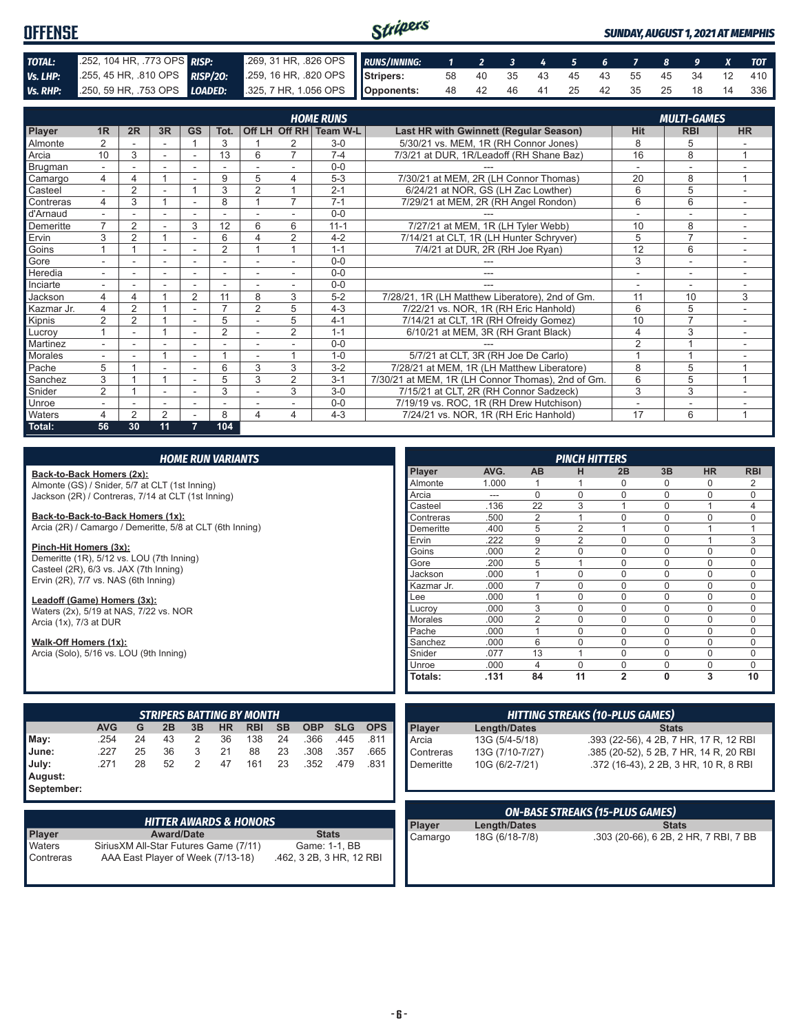# OFFENSE

**SUNDAY, AUGUST 1, 2021 AT MEMPHIS**

| | | | |
|---|---|---|---|
| **TOTAL:** | .252, 104 HR, .773 OPS | **RISP:** | .269, 31 HR, .826 OPS |
| **Vs. LHP:** | .255, 45 HR, .810 OPS | **RISP/2O:** | .259, 16 HR, .820 OPS |
| **Vs. RHP:** | .250, 59 HR, .753 OPS | **LOADED:** | .325, 7 HR, 1.056 OPS |

| RUNS/INNING: | 1 | 2 | 3 | 4 | 5 | 6 | 7 | 8 | 9 | X | TOT |
|---|---|---|---|---|---|---|---|---|---|---|---|
| Stripers: | 58 | 40 | 35 | 43 | 45 | 43 | 55 | 45 | 34 | 12 | 410 |
| Opponents: | 48 | 42 | 46 | 41 | 25 | 42 | 35 | 25 | 18 | 14 | 336 |

## HOME RUNS / MULTI-GAMES

| Player | 1R | 2R | 3R | GS | Tot. | Off LH | Off RH | Team W-L | Last HR with Gwinnett (Regular Season) | Hit | RBI | HR |
|---|---|---|---|---|---|---|---|---|---|---|---|---|
| Almonte | 2 | - | - | 1 | 3 | 1 | 2 | 3-0 | 5/30/21 vs. MEM, 1R (RH Connor Jones) | 8 | 5 | - |
| Arcia | 10 | 3 | - | - | 13 | 6 | 7 | 7-4 | 7/3/21 at DUR, 1R/Leadoff (RH Shane Baz) | 16 | 8 | 1 |
| Brugman | - | - | - | - | - | - | - | 0-0 | --- | - | - | - |
| Camargo | 4 | 4 | 1 | - | 9 | 5 | 4 | 5-3 | 7/30/21 at MEM, 2R (LH Connor Thomas) | 20 | 8 | 1 |
| Casteel | - | 2 | - | 1 | 3 | 2 | 1 | 2-1 | 6/24/21 at NOR, GS (LH Zac Lowther) | 6 | 5 | - |
| Contreras | 4 | 3 | 1 | - | 8 | 1 | 7 | 7-1 | 7/29/21 at MEM, 2R (RH Angel Rondon) | 6 | 6 | - |
| d'Arnaud | - | - | - | - | - | - | - | 0-0 | --- | - | - | - |
| Demeritte | 7 | 2 | - | 3 | 12 | 6 | 6 | 11-1 | 7/27/21 at MEM, 1R (LH Tyler Webb) | 10 | 8 | - |
| Ervin | 3 | 2 | 1 | - | 6 | 4 | 2 | 4-2 | 7/14/21 at CLT, 1R (LH Hunter Schryver) | 5 | 7 | - |
| Goins | 1 | 1 | - | - | 2 | 1 | 1 | 1-1 | 7/4/21 at DUR, 2R (RH Joe Ryan) | 12 | 6 | - |
| Gore | - | - | - | - | - | - | - | 0-0 | --- | 3 | - | - |
| Heredia | - | - | - | - | - | - | - | 0-0 | --- | - | - | - |
| Inciarte | - | - | - | - | - | - | - | 0-0 | --- | - | - | - |
| Jackson | 4 | 4 | 1 | 2 | 11 | 8 | 3 | 5-2 | 7/28/21, 1R (LH Matthew Liberatore), 2nd of Gm. | 11 | 10 | 3 |
| Kazmar Jr. | 4 | 2 | 1 | - | 7 | 2 | 5 | 4-3 | 7/22/21 vs. NOR, 1R (RH Eric Hanhold) | 6 | 5 | - |
| Kipnis | 2 | 2 | 1 | - | 5 | - | 5 | 4-1 | 7/14/21 at CLT, 1R (RH Ofreidy Gomez) | 10 | 7 | - |
| Lucroy | 1 | - | 1 | - | 2 | - | 2 | 1-1 | 6/10/21 at MEM, 3R (RH Grant Black) | 4 | 3 | - |
| Martinez | - | - | - | - | - | - | - | 0-0 | --- | 2 | 1 | - |
| Morales | - | - | 1 | - | 1 | - | 1 | 1-0 | 5/7/21 at CLT, 3R (RH Joe De Carlo) | 1 | 1 | - |
| Pache | 5 | 1 | - | - | 6 | 3 | 3 | 3-2 | 7/28/21 at MEM, 1R (LH Matthew Liberatore) | 8 | 5 | 1 |
| Sanchez | 3 | 1 | 1 | - | 5 | 3 | 2 | 3-1 | 7/30/21 at MEM, 1R (LH Connor Thomas), 2nd of Gm. | 6 | 5 | 1 |
| Snider | 2 | 1 | - | - | 3 | - | 3 | 3-0 | 7/15/21 at CLT, 2R (RH Connor Sadzeck) | 3 | 3 | - |
| Unroe | - | - | - | - | - | - | - | 0-0 | 7/19/19 vs. ROC, 1R (RH Drew Hutchison) | - | - | - |
| Waters | 4 | 2 | 2 | - | 8 | 4 | 4 | 4-3 | 7/24/21 vs. NOR, 1R (RH Eric Hanhold) | 17 | 6 | 1 |
| **Total:** | **56** | **30** | **11** | **7** | **104** | | | | | | | |

## HOME RUN VARIANTS

**Back-to-Back Homers (2x):**
Almonte (GS) / Snider, 5/7 at CLT (1st Inning)
Jackson (2R) / Contreras, 7/14 at CLT (1st Inning)

**Back-to-Back-to-Back Homers (1x):**
Arcia (2R) / Camargo / Demeritte, 5/8 at CLT (6th Inning)

**Pinch-Hit Homers (3x):**
Demeritte (1R), 5/12 vs. LOU (7th Inning)
Casteel (2R), 6/3 vs. JAX (7th Inning)
Ervin (2R), 7/7 vs. NAS (6th Inning)

**Leadoff (Game) Homers (3x):**
Waters (2x), 5/19 at NAS, 7/22 vs. NOR
Arcia (1x), 7/3 at DUR

**Walk-Off Homers (1x):**
Arcia (Solo), 5/16 vs. LOU (9th Inning)

## PINCH HITTERS

| Player | AVG. | AB | H | 2B | 3B | HR | RBI |
|---|---|---|---|---|---|---|---|
| Almonte | 1.000 | 1 | 1 | 0 | 0 | 0 | 2 |
| Arcia | --- | 0 | 0 | 0 | 0 | 0 | 0 |
| Casteel | .136 | 22 | 3 | 1 | 0 | 1 | 4 |
| Contreras | .500 | 2 | 1 | 0 | 0 | 0 | 0 |
| Demeritte | .400 | 5 | 2 | 1 | 0 | 1 | 1 |
| Ervin | .222 | 9 | 2 | 0 | 0 | 1 | 3 |
| Goins | .000 | 2 | 0 | 0 | 0 | 0 | 0 |
| Gore | .200 | 5 | 1 | 0 | 0 | 0 | 0 |
| Jackson | .000 | 1 | 0 | 0 | 0 | 0 | 0 |
| Kazmar Jr. | .000 | 7 | 0 | 0 | 0 | 0 | 0 |
| Lee | .000 | 1 | 0 | 0 | 0 | 0 | 0 |
| Lucroy | .000 | 3 | 0 | 0 | 0 | 0 | 0 |
| Morales | .000 | 2 | 0 | 0 | 0 | 0 | 0 |
| Pache | .000 | 1 | 0 | 0 | 0 | 0 | 0 |
| Sanchez | .000 | 6 | 0 | 0 | 0 | 0 | 0 |
| Snider | .077 | 13 | 1 | 0 | 0 | 0 | 0 |
| Unroe | .000 | 4 | 0 | 0 | 0 | 0 | 0 |
| **Totals:** | **.131** | **84** | **11** | **2** | **0** | **3** | **10** |

## STRIPERS BATTING BY MONTH

| | AVG | G | 2B | 3B | HR | RBI | SB | OBP | SLG | OPS |
|---|---|---|---|---|---|---|---|---|---|---|
| May: | .254 | 24 | 43 | 2 | 36 | 138 | 24 | .366 | .445 | .811 |
| June: | .227 | 25 | 36 | 3 | 21 | 88 | 23 | .308 | .357 | .665 |
| July: | .271 | 28 | 52 | 2 | 47 | 161 | 23 | .352 | .479 | .831 |
| August: | | | | | | | | | | |
| September: | | | | | | | | | | |

## HITTING STREAKS (10-PLUS GAMES)

| Player | Length/Dates | Stats |
|---|---|---|
| Arcia | 13G (5/4-5/18) | .393 (22-56), 4 2B, 7 HR, 17 R, 12 RBI |
| Contreras | 13G (7/10-7/27) | .385 (20-52), 5 2B, 7 HR, 14 R, 20 RBI |
| Demeritte | 10G (6/2-7/21) | .372 (16-43), 2 2B, 3 HR, 10 R, 8 RBI |

## HITTER AWARDS & HONORS

| Player | Award/Date | Stats |
|---|---|---|
| Waters | SiriusXM All-Star Futures Game (7/11) | Game: 1-1, BB |
| Contreras | AAA East Player of Week (7/13-18) | .462, 3 2B, 3 HR, 12 RBI |

## ON-BASE STREAKS (15-PLUS GAMES)

| Player | Length/Dates | Stats |
|---|---|---|
| Camargo | 18G (6/18-7/8) | .303 (20-66), 6 2B, 2 HR, 7 RBI, 7 BB |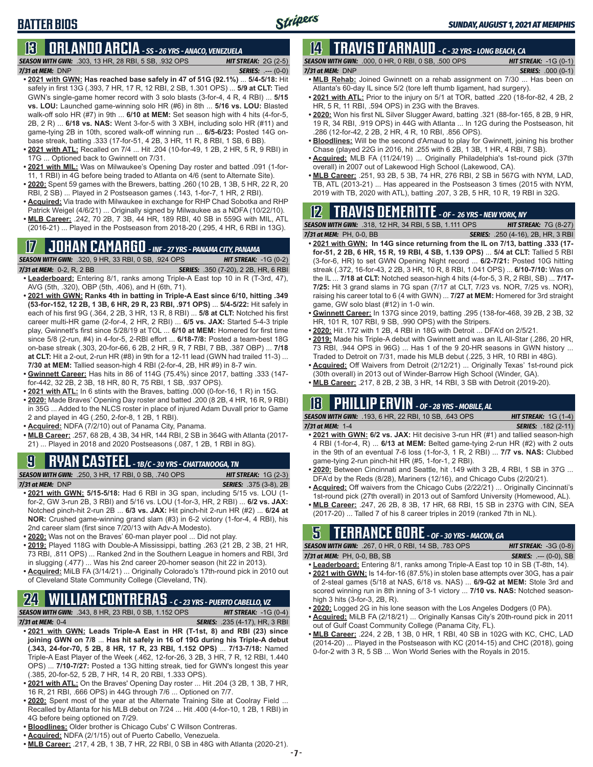# BATTER BIOS

## 13 ORLANDO ARCIA - SS - 26 YRS - ANACO, VENEZUELA

**SEASON WITH GWN:** .303, 13 HR, 28 RBI, 5 SB, .932 OPS **HIT STREAK:** 2G (2-5)
**7/31 at MEM:** DNP **SERIES:** .--- (0-0)

- **2021 with GWN: Has reached base safely in 47 of 51G (92.1%)** ... **5/4-5/18:** Hit safely in first 13G (.393, 7 HR, 17 R, 12 RBI, 2 SB, 1.301 OPS) ... **5/9 at CLT:** Tied GWN's single-game homer record with 3 solo blasts (3-for-4, 4 R, 4 RBI) ... **5/15 vs. LOU:** Launched game-winning solo HR (#6) in 8th ... **5/16 vs. LOU:** Blasted walk-off solo HR (#7) in 9th ... **6/10 at MEM:** Set season high with 4 hits (4-for-5, 2B, 2 R) ... **6/18 vs. NAS:** Went 3-for-5 with 3 XBH, including solo HR (#11) and game-tying 2B in 10th, scored walk-off winning run ... **6/5-6/23:** Posted 14G on-base streak, batting .333 (17-for-51, 4 2B, 3 HR, 11 R, 8 RBI, 1 SB, 6 BB).
- **2021 with ATL:** Recalled on 7/4 ... Hit .204 (10-for-49, 1 2B, 2 HR, 5 R, 9 RBI) in 17G ... Optioned back to Gwinnett on 7/31.
- **2021 with MIL:** Was on Milwaukee's Opening Day roster and batted .091 (1-for-11, 1 RBI) in 4G before being traded to Atlanta on 4/6 (sent to Alternate Site).
- **2020:** Spent 59 games with the Brewers, batting .260 (10 2B, 1 3B, 5 HR, 22 R, 20 RBI, 2 SB) ... Played in 2 Postseason games (.143, 1-for-7, 1 HR, 2 RBI).
- **Acquired:** Via trade with Milwaukee in exchange for RHP Chad Sobotka and RHP Patrick Weigel (4/6/21) ... Originally signed by Milwaukee as a NDFA (10/22/10).
- **MLB Career:** .242, 70 2B, 7 3B, 44 HR, 189 RBI, 40 SB in 559G with MIL, ATL (2016-21) ... Played in the Postseason from 2018-20 (.295, 4 HR, 6 RBI in 13G).

## 17 JOHAN CAMARGO - INF - 27 YRS - PANAMA CITY, PANAMA

**SEASON WITH GWN:** .320, 9 HR, 33 RBI, 0 SB, .924 OPS **HIT STREAK:** -1G (0-2)
**7/31 at MEM:** 0-2, R, 2 BB **SERIES:** .350 (7-20), 2 2B, HR, 6 RBI

- **Leaderboard:** Entering 8/1, ranks among Triple-A East top 10 in R (T-3rd, 47), AVG (5th, .320), OBP (5th, .406), and H (6th, 71).
- **2021 with GWN: Ranks 4th in batting in Triple-A East since 6/10, hitting .349 (53-for-152, 12 2B, 1 3B, 6 HR, 29 R, 23 RBI, .971 OPS)** ... **5/4-5/22:** Hit safely in each of his first 9G (.364, 2 2B, 3 HR, 13 R, 8 RBI) ... **5/8 at CLT:** Notched his first career multi-HR game (2-for-4, 2 HR, 2 RBI) ... **6/5 vs. JAX:** Started 5-4-3 triple play, Gwinnett's first since 5/28/19 at TOL ... **6/10 at MEM:** Homered for first time since 5/8 (2-run, #4) in 4-for-5, 2-RBI effort ... **6/18-7/8:** Posted a team-best 18G on-base streak (.303, 20-for-66, 6 2B, 2 HR, 9 R, 7 RBI, 7 BB, .387 OBP) ... **7/18 at CLT:** Hit a 2-out, 2-run HR (#8) in 9th for a 12-11 lead (GWN had trailed 11-3) ... **7/30 at MEM:** Tallied season-high 4 RBI (2-for-4, 2B, HR #9) in 8-7 win.
- **Gwinnett Career:** Has hits in 86 of 114G (75.4%) since 2017, batting .333 (147-for-442, 32 2B, 2 3B, 18 HR, 80 R, 75 RBI, 1 SB, .937 OPS).
- **2021 with ATL:** In 6 stints with the Braves, batting .000 (0-for-16, 1 R) in 15G.
- **2020:** Made Braves' Opening Day roster and batted .200 (8 2B, 4 HR, 16 R, 9 RBI) in 35G ... Added to the NLCS roster in place of injured Adam Duvall prior to Game 2 and played in 4G (.250, 2-for-8, 1 2B, 1 RBI).
- **Acquired:** NDFA (7/2/10) out of Panama City, Panama.
- **MLB Career:** .257, 68 2B, 4 3B, 34 HR, 144 RBI, 2 SB in 364G with Atlanta (2017-21) ... Played in 2018 and 2020 Postseasons (.087, 1 2B, 1 RBI in 8G).

## 9 RYAN CASTEEL - 1B/C - 30 YRS - CHATTANOOGA, TN

**SEASON WITH GWN:** .250, 3 HR, 17 RBI, 0 SB, .740 OPS **HIT STREAK:** 1G (2-3)
**7/31 at MEM:** DNP **SERIES:** .375 (3-8), 2B

- **2021 with GWN: 5/15-5/18:** Had 6 RBI in 3G span, including 5/15 vs. LOU (1-for-2, GW 3-run 2B, 3 RBI) and 5/16 vs. LOU (1-for-3, HR, 2 RBI) ... **6/2 vs. JAX:** Notched pinch-hit 2-run 2B ... **6/3 vs. JAX:** Hit pinch-hit 2-run HR (#2) ... **6/24 at NOR:** Crushed game-winning grand slam (#3) in 6-2 victory (1-for-4, 4 RBI), his 2nd career slam (first since 7/20/13 with Adv-A Modesto).
- **2020:** Was not on the Braves' 60-man player pool ... Did not play.
- **2019:** Played 118G with Double-A Mississippi, batting .263 (21 2B, 2 3B, 21 HR, 73 RBI, .811 OPS) ... Ranked 2nd in the Southern League in homers and RBI, 3rd in slugging (.477) ... Was his 2nd career 20-homer season (hit 22 in 2013).
- **Acquired:** MiLB FA (3/14/21) ... Originally Colorado's 17th-round pick in 2010 out of Cleveland State Community College (Cleveland, TN).

## 24 WILLIAM CONTRERAS - C - 23 YRS - PUERTO CABELLO, VZ

**SEASON WITH GWN:** .343, 8 HR, 23 RBI, 0 SB, 1.152 OPS **HIT STREAK:** -1G (0-4)
**7/31 at MEM:** 0-4 **SERIES:** .235 (4-17), HR, 3 RBI

- **2021 with GWN: Leads Triple-A East in HR (T-1st, 8) and RBI (23) since joining GWN on 7/8** ... **Has hit safely in 16 of 19G during his Triple-A debut (.343, 24-for-70, 5 2B, 8 HR, 17 R, 23 RBI, 1.152 OPS)** ... **7/13-7/18:** Named Triple-A East Player of the Week (.462, 12-for-26, 3 2B, 3 HR, 7 R, 12 RBI, 1.440 OPS) ... **7/10-7/27:** Posted a 13G hitting streak, tied for GWN's longest this year (.385, 20-for-52, 5 2B, 7 HR, 14 R, 20 RBI, 1.333 OPS).
- **2021 with ATL:** On the Braves' Opening Day roster ... Hit .204 (3 2B, 1 3B, 7 HR, 16 R, 21 RBI, .666 OPS) in 44G through 7/6 ... Optioned on 7/7.
- **2020:** Spent most of the year at the Alternate Training Site at Coolray Field ... Recalled by Atlanta for his MLB debut on 7/24 ... Hit .400 (4-for-10, 1 2B, 1 RBI) in 4G before being optioned on 7/29.
- **Bloodlines:** Older brother is Chicago Cubs' C Willson Contreras.
- **Acquired:** NDFA (2/1/15) out of Puerto Cabello, Venezuela.
- **MLB Career:** .217, 4 2B, 1 3B, 7 HR, 22 RBI, 0 SB in 48G with Atlanta (2020-21).

## 14 TRAVIS D'ARNAUD - C - 32 YRS - LONG BEACH, CA

**SEASON WITH GWN:** .000, 0 HR, 0 RBI, 0 SB, .500 OPS **HIT STREAK:** -1G (0-1)
**7/31 at MEM:** DNP **SERIES:** .000 (0-1)

- **MLB Rehab:** Joined Gwinnett on a rehab assignment on 7/30 ... Has been on Atlanta's 60-day IL since 5/2 (tore left thumb ligament, had surgery).
- **2021 with ATL:** Prior to the injury on 5/1 at TOR, batted .220 (18-for-82, 4 2B, 2 HR, 5 R, 11 RBI, .594 OPS) in 23G with the Braves.
- **2020:** Won his first NL Silver Slugger Award, batting .321 (88-for-165, 8 2B, 9 HR, 19 R, 34 RBI, .919 OPS) in 44G with Atlanta ... In 12G during the Postseason, hit .286 (12-for-42, 2 2B, 2 HR, 4 R, 10 RBI, .856 OPS).
- **Bloodlines:** Will be the second d'Arnaud to play for Gwinnett, joining his brother Chase (played 22G in 2016, hit .255 with 6 2B, 1 3B, 1 HR, 4 RBI, 7 SB).
- **Acquired:** MLB FA (11/24/19) ... Originally Philadelphia's 1st-round pick (37th overall) in 2007 out of Lakewood High School (Lakewood, CA).
- **MLB Career:** .251, 93 2B, 5 3B, 74 HR, 276 RBI, 2 SB in 567G with NYM, LAD, TB, ATL (2013-21) ... Has appeared in the Postseason 3 times (2015 with NYM, 2019 with TB, 2020 with ATL), batting .207, 3 2B, 5 HR, 10 R, 19 RBI in 32G.

## 12 TRAVIS DEMERITTE - OF - 26 YRS - NEW YORK, NY

**SEASON WITH GWN:** .318, 12 HR, 34 RBI, 5 SB, 1.111 OPS **HIT STREAK:** 7G (8-27)
**7/31 at MEM:** PH, 0-0, BB **SERIES:** .250 (4-16), 2B, HR, 3 RBI

- **2021 with GWN: In 14G since returning from the IL on 7/13, batting .333 (17-for-51, 2 2B, 6 HR, 15 R, 19 RBI, 4 SB, 1.139 OPS)** ... **5/4 at CLT:** Tallied 5 RBI (3-for-6, HR) to set GWN Opening Night record ... **6/2-7/21:** Posted 10G hitting streak (.372, 16-for-43, 2 2B, 3 HR, 10 R, 8 RBI, 1.041 OPS) ... **6/10-7/10:** Was on the IL ... **7/18 at CLT:** Notched season-high 4 hits (4-for-5, 3 R, 2 RBI, SB) ... **7/17-7/25:** Hit 3 grand slams in 7G span (7/17 at CLT, 7/23 vs. NOR, 7/25 vs. NOR), raising his career total to 6 (4 with GWN) ... **7/27 at MEM:** Homered for 3rd straight game, GW solo blast (#12) in 1-0 win.
- **Gwinnett Career:** In 137G since 2019, batting .295 (138-for-468, 39 2B, 2 3B, 32 HR, 101 R, 107 RBI, 9 SB, .990 OPS) with the Stripers.
- **2020:** Hit .172 with 1 2B, 4 RBI in 18G with Detroit ... DFA'd on 2/5/21.
- **2019:** Made his Triple-A debut with Gwinnett and was an IL All-Star (.286, 20 HR, 73 RBI, .944 OPS in 96G) ... Has 1 of the 9 20-HR seasons in GWN history ... Traded to Detroit on 7/31, made his MLB debut (.225, 3 HR, 10 RBI in 48G).
- **Acquired:** Off Waivers from Detroit (2/12/21) ... Originally Texas' 1st-round pick (30th overall) in 2013 out of Winder-Barrow High School (Winder, GA).
- **MLB Career:** .217, 8 2B, 2 3B, 3 HR, 14 RBI, 3 SB with Detroit (2019-20).

## 18 PHILLIP ERVIN - OF - 28 YRS - MOBILE, AL

**SEASON WITH GWN:** .193, 6 HR, 22 RBI, 10 SB, .643 OPS **HIT STREAK:** 1G (1-4)
**7/31 at MEM:** 1-4 **SERIES:** .182 (2-11)

- **2021 with GWN: 6/2 vs. JAX:** Hit decisive 3-run HR (#1) and tallied season-high 4 RBI (1-for-4, R) ... **6/13 at MEM:** Belted game-tying 2-run HR (#2) with 2 outs in the 9th of an eventual 7-6 loss (1-for-3, 1 R, 2 RBI) ... **7/7 vs. NAS:** Clubbed game-tying 2-run pinch-hit HR (#5, 1-for-1, 2 RBI).
- **2020:** Between Cincinnati and Seattle, hit .149 with 3 2B, 4 RBI, 1 SB in 37G ... DFA'd by the Reds (8/28), Mariners (12/16), and Chicago Cubs (2/20/21).
- **Acquired:** Off waivers from the Chicago Cubs (2/22/21) ... Originally Cincinnati's 1st-round pick (27th overall) in 2013 out of Samford University (Homewood, AL).
- **MLB Career:** .247, 26 2B, 8 3B, 17 HR, 68 RBI, 15 SB in 237G with CIN, SEA (2017-20) ... Talled 7 of his 8 career triples in 2019 (ranked 7th in NL).

## 5 TERRANCE GORE - OF - 30 YRS - MACON, GA

**SEASON WITH GWN:** .267, 0 HR, 0 RBI, 14 SB, .783 OPS **HIT STREAK:** -3G (0-8)
**7/31 at MEM:** PH, 0-0, BB, SB **SERIES:** .--- (0-0), SB

- **Leaderboard:** Entering 8/1, ranks among Triple-A East top 10 in SB (T-8th, 14).
- **2021 with GWN:** Is 14-for-16 (87.5%) in stolen base attempts over 30G, has a pair of 2-steal games (5/18 at NAS, 6/18 vs. NAS) ... **6/9-G2 at MEM:** Stole 3rd and scored winning run in 8th inning of 3-1 victory ... **7/10 vs. NAS:** Notched season-high 3 hits (3-for-3, 2B, R).
- **2020:** Logged 2G in his lone season with the Los Angeles Dodgers (0 PA).
- **Acquired:** MiLB FA (2/18/21) ... Originally Kansas City's 20th-round pick in 2011 out of Gulf Coast Community College (Panama City, FL).
- **MLB Career:** .224, 2 2B, 1 3B, 0 HR, 1 RBI, 40 SB in 102G with KC, CHC, LAD (2014-20) ... Played in the Postseason with KC (2014-15) and CHC (2018), going 0-for-2 with 3 R, 5 SB ... Won World Series with the Royals in 2015.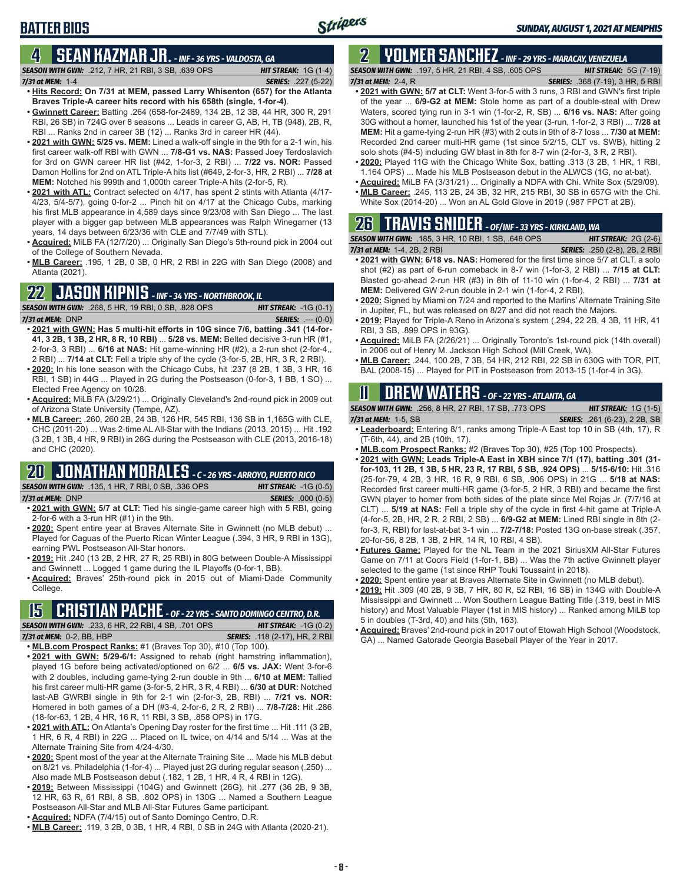# BATTER BIOS

## 4 SEAN KAZMAR JR. - INF - 36 YRS - VALDOSTA, GA

*SEASON WITH GWN:* .212, 7 HR, 21 RBI, 3 SB, .639 OPS *HIT STREAK:* 1G (1-4)
*7/31 at MEM:* 1-4 *SERIES:* .227 (5-22)

- **Hits Record: On 7/31 at MEM, passed Larry Whisenton (657) for the Atlanta Braves Triple-A career hits record with his 658th (single, 1-for-4)**.
- **Gwinnett Career:** Batting .264 (658-for-2489, 134 2B, 12 3B, 44 HR, 300 R, 291 RBI, 26 SB) in 724G over 8 seasons ... Leads in career G, AB, H, TB (948), 2B, R, RBI ... Ranks 2nd in career 3B (12) ... Ranks 3rd in career HR (44).
- **2021 with GWN: 5/25 vs. MEM:** Lined a walk-off single in the 9th for a 2-1 win, his first career walk-off RBI with GWN ... **7/8-G1 vs. NAS:** Passed Joey Terdoslavich for 3rd on GWN career HR list (#42, 1-for-3, 2 RBI) ... **7/22 vs. NOR:** Passed Damon Hollins for 2nd on ATL Triple-A hits list (#649, 2-for-3, HR, 2 RBI) ... **7/28 at MEM:** Notched his 999th and 1,000th career Triple-A hits (2-for-5, R).
- **2021 with ATL:** Contract selected on 4/17, has spent 2 stints with Atlanta (4/17-4/23, 5/4-5/7), going 0-for-2 ... Pinch hit on 4/17 at the Chicago Cubs, marking his first MLB appearance in 4,589 days since 9/23/08 with San Diego ... The last player with a bigger gap between MLB appearances was Ralph Winegarner (13 years, 14 days between 6/23/36 with CLE and 7/7/49 with STL).
- **Acquired:** MiLB FA (12/7/20) ... Originally San Diego's 5th-round pick in 2004 out of the College of Southern Nevada.
- **MLB Career:** .195, 1 2B, 0 3B, 0 HR, 2 RBI in 22G with San Diego (2008) and Atlanta (2021).

## 22 JASON KIPNIS - INF - 34 YRS - NORTHBROOK, IL

*SEASON WITH GWN:* .268, 5 HR, 19 RBI, 0 SB, .828 OPS *HIT STREAK:* -1G (0-1)
*7/31 at MEM:* DNP *SERIES:* .--- (0-0)

- **2021 with GWN: Has 5 multi-hit efforts in 10G since 7/6, batting .341 (14-for-41, 3 2B, 1 3B, 2 HR, 8 R, 10 RBI)** ... **5/28 vs. MEM:** Belted decisive 3-run HR (#1, 2-for-3, 3 RBI) ... **6/16 at NAS:** Hit game-winning HR (#2), a 2-run shot (2-for-4,, 2 RBI) ... **7/14 at CLT:** Fell a triple shy of the cycle (3-for-5, 2B, HR, 3 R, 2 RBI).
- **2020:** In his lone season with the Chicago Cubs, hit .237 (8 2B, 1 3B, 3 HR, 16 RBI, 1 SB) in 44G ... Played in 2G during the Postseason (0-for-3, 1 BB, 1 SO) ... Elected Free Agency on 10/28.
- **Acquired:** MiLB FA (3/29/21) ... Originally Cleveland's 2nd-round pick in 2009 out of Arizona State University (Tempe, AZ).
- **MLB Career:** .260, 260 2B, 24 3B, 126 HR, 545 RBI, 136 SB in 1,165G with CLE, CHC (2011-20) ... Was 2-time AL All-Star with the Indians (2013, 2015) ... Hit .192 (3 2B, 1 3B, 4 HR, 9 RBI) in 26G during the Postseason with CLE (2013, 2016-18) and CHC (2020).

## 20 JONATHAN MORALES - C - 26 YRS - ARROYO, PUERTO RICO

*SEASON WITH GWN:* .135, 1 HR, 7 RBI, 0 SB, .336 OPS *HIT STREAK:* -1G (0-5)
*7/31 at MEM:* DNP *SERIES:* .000 (0-5)

- **2021 with GWN: 5/7 at CLT:** Tied his single-game career high with 5 RBI, going 2-for-6 with a 3-run HR (#1) in the 9th.
- **2020:** Spent entire year at Braves Alternate Site in Gwinnett (no MLB debut) ... Played for Caguas of the Puerto Rican Winter League (.394, 3 HR, 9 RBI in 13G), earning PWL Postseason All-Star honors.
- **2019:** Hit .240 (13 2B, 2 HR, 27 R, 25 RBI) in 80G between Double-A Mississippi and Gwinnett ... Logged 1 game during the IL Playoffs (0-for-1, BB).
- **Acquired:** Braves' 25th-round pick in 2015 out of Miami-Dade Community College.

## 15 CRISTIAN PACHE - OF - 22 YRS - SANTO DOMINGO CENTRO, D.R.

*SEASON WITH GWN:* .233, 6 HR, 22 RBI, 4 SB, .701 OPS *HIT STREAK:* -1G (0-2)
*7/31 at MEM:* 0-2, BB, HBP *SERIES:* .118 (2-17), HR, 2 RBI

- **MLB.com Prospect Ranks:** #1 (Braves Top 30), #10 (Top 100).
- **2021 with GWN: 5/29-6/1:** Assigned to rehab (right hamstring inflammation), played 1G before being activated/optioned on 6/2 ... **6/5 vs. JAX:** Went 3-for-6 with 2 doubles, including game-tying 2-run double in 9th ... **6/10 at MEM:** Tallied his first career multi-HR game (3-for-5, 2 HR, 3 R, 4 RBI) ... **6/30 at DUR:** Notched last-AB GWRBI single in 9th for 2-1 win (2-for-3, 2B, RBI) ... **7/21 vs. NOR:** Homered in both games of a DH (#3-4, 2-for-6, 2 R, 2 RBI) ... **7/8-7/28:** Hit .286 (18-for-63, 1 2B, 4 HR, 16 R, 11 RBI, 3 SB, .858 OPS) in 17G.
- **2021 with ATL:** On Atlanta's Opening Day roster for the first time ... Hit .111 (3 2B, 1 HR, 6 R, 4 RBI) in 22G ... Placed on IL twice, on 4/14 and 5/14 ... Was at the Alternate Training Site from 4/24-4/30.
- **2020:** Spent most of the year at the Alternate Training Site ... Made his MLB debut on 8/21 vs. Philadelphia (1-for-4) ... Played just 2G during regular season (.250) ... Also made MLB Postseason debut (.182, 1 2B, 1 HR, 4 R, 4 RBI in 12G).
- **2019:** Between Mississippi (104G) and Gwinnett (26G), hit .277 (36 2B, 9 3B, 12 HR, 63 R, 61 RBI, 8 SB, .802 OPS) in 130G ... Named a Southern League Postseason All-Star and MLB All-Star Futures Game participant.
- **Acquired:** NDFA (7/4/15) out of Santo Domingo Centro, D.R.
- **MLB Career:** .119, 3 2B, 0 3B, 1 HR, 4 RBI, 0 SB in 24G with Atlanta (2020-21).

## 2 YOLMER SANCHEZ - INF - 29 YRS - MARACAY, VENEZUELA

*SEASON WITH GWN:* .197, 5 HR, 21 RBI, 4 SB, .605 OPS *HIT STREAK:* 5G (7-19)
*7/31 at MEM:* 2-4, R *SERIES:* .368 (7-19), 3 HR, 5 RBI

- **2021 with GWN: 5/7 at CLT:** Went 3-for-5 with 3 runs, 3 RBI and GWN's first triple of the year ... **6/9-G2 at MEM:** Stole home as part of a double-steal with Drew Waters, scored tying run in 3-1 win (1-for-2, R, SB) ... **6/16 vs. NAS:** After going 30G without a homer, launched his 1st of the year (3-run, 1-for-2, 3 RBI) ... **7/28 at MEM:** Hit a game-tying 2-run HR (#3) with 2 outs in 9th of 8-7 loss ... **7/30 at MEM:** Recorded 2nd career multi-HR game (1st since 5/2/15, CLT vs. SWB), hitting 2 solo shots (#4-5) including GW blast in 8th for 8-7 win (2-for-3, 2 R, 2 RBI).
- **2020:** Played 11G with the Chicago White Sox, batting .313 (3 2B, 1 HR, 1 RBI, 1.164 OPS) ... Made his MLB Postseason debut in the ALWCS (1G, no at-bat).
- **Acquired:** MiLB FA (3/31/21) ... Originally a NDFA with Chi. White Sox (5/29/09).
- **MLB Career:** .245, 113 2B, 24 3B, 32 HR, 215 RBI, 30 SB in 657G with the Chi. White Sox (2014-20) ... Won an AL Gold Glove in 2019 (.987 FPCT at 2B).

## 26 TRAVIS SNIDER - OF/INF - 33 YRS - KIRKLAND, WA

*SEASON WITH GWN:* .185, 3 HR, 10 RBI, 1 SB, .648 OPS *HIT STREAK:* 2G (2-6)
*7/31 at MEM:* 1-4, 2B, 2 RBI *SERIES:* .250 (2-8), 2B, 2 RBI

- **2021 with GWN: 6/18 vs. NAS:** Homered for the first time since 5/7 at CLT, a solo shot (#2) as part of 6-run comeback in 8-7 win (1-for-3, 2 RBI) ... **7/15 at CLT:** Blasted go-ahead 2-run HR (#3) in 8th of 11-10 win (1-for-4, 2 RBI) ... **7/31 at MEM:** Delivered GW 2-run double in 2-1 win (1-for-4, 2 RBI).
- **2020:** Signed by Miami on 7/24 and reported to the Marlins' Alternate Training Site in Jupiter, FL, but was released on 8/27 and did not reach the Majors.
- **2019:** Played for Triple-A Reno in Arizona's system (.294, 22 2B, 4 3B, 11 HR, 41 RBI, 3 SB, .899 OPS in 93G).
- **Acquired:** MiLB FA (2/26/21) ... Originally Toronto's 1st-round pick (14th overall) in 2006 out of Henry M. Jackson High School (Mill Creek, WA).
- **MLB Career:** .244, 100 2B, 7 3B, 54 HR, 212 RBI, 22 SB in 630G with TOR, PIT, BAL (2008-15) ... Played for PIT in Postseason from 2013-15 (1-for-4 in 3G).

## 11 DREW WATERS - OF - 22 YRS - ATLANTA, GA

*SEASON WITH GWN:* .256, 8 HR, 27 RBI, 17 SB, .773 OPS *HIT STREAK:* 1G (1-5)
*7/31 at MEM:* 1-5, SB *SERIES:* .261 (6-23), 2 2B, SB

- **Leaderboard:** Entering 8/1, ranks among Triple-A East top 10 in SB (4th, 17), R (T-6th, 44), and 2B (10th, 17).
- **MLB.com Prospect Ranks:** #2 (Braves Top 30), #25 (Top 100 Prospects).
- **2021 with GWN: Leads Triple-A East in XBH since 7/1 (17), batting .301 (31-for-103, 11 2B, 1 3B, 5 HR, 23 R, 17 RBI, 5 SB, .924 OPS)** ... **5/15-6/10:** Hit .316 (25-for-79, 4 2B, 3 HR, 16 R, 9 RBI, 6 SB, .906 OPS) in 21G ... **5/18 at NAS:** Recorded first career multi-HR game (3-for-5, 2 HR, 3 RBI) and became the first GWN player to homer from both sides of the plate since Mel Rojas Jr. (7/7/16 at CLT) ... **5/19 at NAS:** Fell a triple shy of the cycle in first 4-hit game at Triple-A (4-for-5, 2B, HR, 2 R, 2 RBI, 2 SB) ... **6/9-G2 at MEM:** Lined RBI single in 8th (2-for-3, R, RBI) for last-at-bat 3-1 win ... **7/2-7/18:** Posted 13G on-base streak (.357, 20-for-56, 8 2B, 1 3B, 2 HR, 14 R, 10 RBI, 4 SB).
- **Futures Game:** Played for the NL Team in the 2021 SiriusXM All-Star Futures Game on 7/11 at Coors Field (1-for-1, BB) ... Was the 7th active Gwinnett player selected to the game (1st since RHP Touki Toussaint in 2018).
- **2020:** Spent entire year at Braves Alternate Site in Gwinnett (no MLB debut).
- **2019:** Hit .309 (40 2B, 9 3B, 7 HR, 80 R, 52 RBI, 16 SB) in 134G with Double-A Mississippi and Gwinnett ... Won Southern League Batting Title (.319, best in MIS history) and Most Valuable Player (1st in MIS history) ... Ranked among MiLB top 5 in doubles (T-3rd, 40) and hits (5th, 163).
- **Acquired:** Braves' 2nd-round pick in 2017 out of Etowah High School (Woodstock, GA) ... Named Gatorade Georgia Baseball Player of the Year in 2017.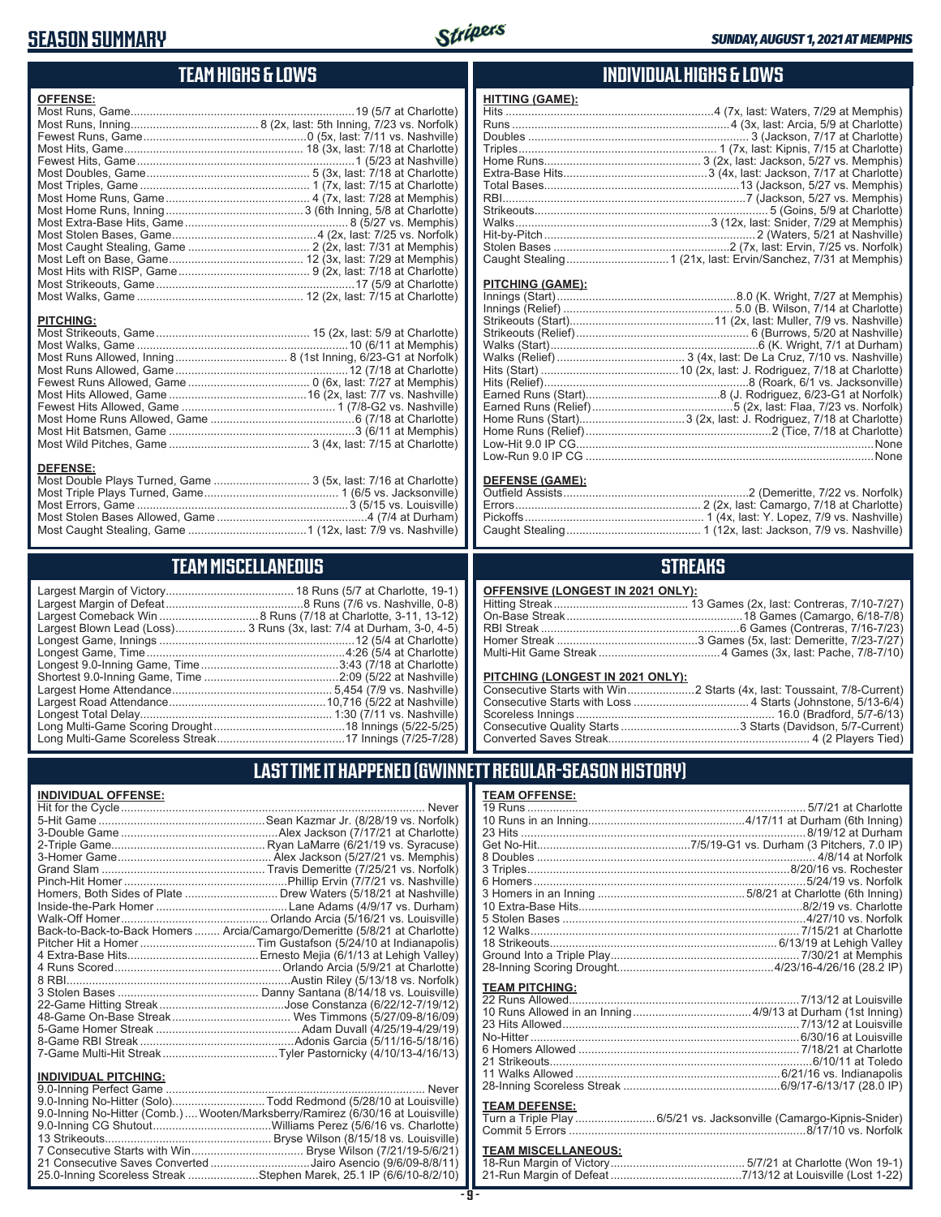# SEASON SUMMARY

SUNDAY, AUGUST 1, 2021 AT MEMPHIS

## TEAM HIGHS & LOWS

**OFFENSE:**

| Category | Record |
|---|---|
| Most Runs, Game | 19 (5/7 at Charlotte) |
| Most Runs, Inning | 8 (2x, last: 5th Inning, 7/23 vs. Norfolk) |
| Fewest Runs, Game | 0 (5x, last: 7/11 vs. Nashville) |
| Most Hits, Game | 18 (3x, last: 7/18 at Charlotte) |
| Fewest Hits, Game | 1 (5/23 at Nashville) |
| Most Doubles, Game | 5 (3x, last: 7/18 at Charlotte) |
| Most Triples, Game | 1 (7x, last: 7/15 at Charlotte) |
| Most Home Runs, Game | 4 (7x, last: 7/28 at Memphis) |
| Most Home Runs, Inning | 3 (6th Inning, 5/8 at Charlotte) |
| Most Extra-Base Hits, Game | 8 (5/27 vs. Memphis) |
| Most Stolen Bases, Game | 4 (2x, last: 7/25 vs. Norfolk) |
| Most Caught Stealing, Game | 2 (2x, last: 7/31 at Memphis) |
| Most Left on Base, Game | 12 (3x, last: 7/29 at Memphis) |
| Most Hits with RISP, Game | 9 (2x, last: 7/18 at Charlotte) |
| Most Strikeouts, Game | 17 (5/9 at Charlotte) |
| Most Walks, Game | 12 (2x, last: 7/15 at Charlotte) |

**PITCHING:**

| Category | Record |
|---|---|
| Most Strikeouts, Game | 15 (2x, last: 5/9 at Charlotte) |
| Most Walks, Game | 10 (6/11 at Memphis) |
| Most Runs Allowed, Inning | 8 (1st Inning, 6/23-G1 at Norfolk) |
| Most Runs Allowed, Game | 12 (7/18 at Charlotte) |
| Fewest Runs Allowed, Game | 0 (6x, last: 7/27 at Memphis) |
| Most Hits Allowed, Game | 16 (2x, last: 7/9 vs. Nashville) |
| Fewest Hits Allowed, Game | 1 (7/8-G2 vs. Nashville) |
| Most Home Runs Allowed, Game | 6 (7/18 at Charlotte) |
| Most Hit Batsmen, Game | 3 (6/11 at Memphis) |
| Most Wild Pitches, Game | 3 (4x, last: 7/15 at Charlotte) |

**DEFENSE:**

| Category | Record |
|---|---|
| Most Double Plays Turned, Game | 3 (5x, last: 7/16 at Charlotte) |
| Most Triple Plays Turned, Game | 1 (6/5 vs. Jacksonville) |
| Most Errors, Game | 3 (5/15 vs. Louisville) |
| Most Stolen Bases Allowed, Game | 4 (7/4 at Durham) |
| Most Caught Stealing, Game | 1 (12x, last: 7/9 vs. Nashville) |

## INDIVIDUAL HIGHS & LOWS

**HITTING (GAME):**

| Category | Record |
|---|---|
| Hits | 4 (7x, last: Waters, 7/29 at Memphis) |
| Runs | 4 (3x, last: Arcia, 5/9 at Charlotte) |
| Doubles | 3 (Jackson, 7/17 at Charlotte) |
| Triples | 1 (7x, last: Kipnis, 7/15 at Charlotte) |
| Home Runs | 3 (2x, last: Jackson, 5/27 vs. Memphis) |
| Extra-Base Hits | 3 (4x, last: Jackson, 7/17 at Charlotte) |
| Total Bases | 13 (Jackson, 5/27 vs. Memphis) |
| RBI | 7 (Jackson, 5/27 vs. Memphis) |
| Strikeouts | 5 (Goins, 5/9 at Charlotte) |
| Walks | 3 (12x, last: Snider, 7/29 at Memphis) |
| Hit-by-Pitch | 2 (Waters, 5/21 at Nashville) |
| Stolen Bases | 2 (7x, last: Ervin, 7/25 vs. Norfolk) |
| Caught Stealing | 1 (21x, last: Ervin/Sanchez, 7/31 at Memphis) |

**PITCHING (GAME):**

| Category | Record |
|---|---|
| Innings (Start) | 8.0 (K. Wright, 7/27 at Memphis) |
| Innings (Relief) | 5.0 (B. Wilson, 7/14 at Charlotte) |
| Strikeouts (Start) | 11 (2x, last: Muller, 7/9 vs. Nashville) |
| Strikeouts (Relief) | 6 (Burrows, 5/20 at Nashville) |
| Walks (Start) | 6 (K. Wright, 7/1 at Durham) |
| Walks (Relief) | 3 (4x, last: De La Cruz, 7/10 vs. Nashville) |
| Hits (Start) | 10 (2x, last: J. Rodriguez, 7/18 at Charlotte) |
| Hits (Relief) | 8 (Roark, 6/1 vs. Jacksonville) |
| Earned Runs (Start) | 8 (J. Rodriguez, 6/23-G1 at Norfolk) |
| Earned Runs (Relief) | 5 (2x, last: Flaa, 7/23 vs. Norfolk) |
| Home Runs (Start) | 3 (2x, last: J. Rodriguez, 7/18 at Charlotte) |
| Home Runs (Relief) | 2 (Tice, 7/18 at Charlotte) |
| Low-Hit 9.0 IP CG | None |
| Low-Run 9.0 IP CG | None |

**DEFENSE (GAME):**

| Category | Record |
|---|---|
| Outfield Assists | 2 (Demeritte, 7/22 vs. Norfolk) |
| Errors | 2 (2x, last: Camargo, 7/18 at Charlotte) |
| Pickoffs | 1 (4x, last: Y. Lopez, 7/9 vs. Nashville) |
| Caught Stealing | 1 (12x, last: Jackson, 7/9 vs. Nashville) |

## TEAM MISCELLANEOUS

| Category | Record |
|---|---|
| Largest Margin of Victory | 18 Runs (5/7 at Charlotte, 19-1) |
| Largest Margin of Defeat | 8 Runs (7/6 vs. Nashville, 0-8) |
| Largest Comeback Win | 8 Runs (7/18 at Charlotte, 3-11, 13-12) |
| Largest Blown Lead (Loss) | 3 Runs (3x, last: 7/4 at Durham, 3-0, 4-5) |
| Longest Game, Innings | 12 (5/4 at Charlotte) |
| Longest Game, Time | 4:26 (5/4 at Charlotte) |
| Longest 9.0-Inning Game, Time | 3:43 (7/18 at Charlotte) |
| Shortest 9.0-Inning Game, Time | 2:09 (5/22 at Nashville) |
| Largest Home Attendance | 5,454 (7/9 vs. Nashville) |
| Largest Road Attendance | 10,716 (5/22 at Nashville) |
| Longest Total Delay | 1:30 (7/11 vs. Nashville) |
| Long Multi-Game Scoring Drought | 18 Innings (5/22-5/25) |
| Long Multi-Game Scoreless Streak | 17 Innings (7/25-7/28) |

## STREAKS

**OFFENSIVE (LONGEST IN 2021 ONLY):**

| Category | Record |
|---|---|
| Hitting Streak | 13 Games (2x, last: Contreras, 7/10-7/27) |
| On-Base Streak | 18 Games (Camargo, 6/18-7/8) |
| RBI Streak | 6 Games (Contreras, 7/16-7/23) |
| Homer Streak | 3 Games (5x, last: Demeritte, 7/23-7/27) |
| Multi-Hit Game Streak | 4 Games (3x, last: Pache, 7/8-7/10) |

**PITCHING (LONGEST IN 2021 ONLY):**

| Category | Record |
|---|---|
| Consecutive Starts with Win | 2 Starts (4x, last: Toussaint, 7/8-Current) |
| Consecutive Starts with Loss | 4 Starts (Johnstone, 5/13-6/4) |
| Scoreless Innings | 16.0 (Bradford, 5/7-6/13) |
| Consecutive Quality Starts | 3 Starts (Davidson, 5/7-Current) |
| Converted Saves Streak | 4 (2 Players Tied) |

## LAST TIME IT HAPPENED (GWINNETT REGULAR-SEASON HISTORY)

**INDIVIDUAL OFFENSE:**

| Category | Record |
|---|---|
| Hit for the Cycle | Never |
| 5-Hit Game | Sean Kazmar Jr. (8/28/19 vs. Norfolk) |
| 3-Double Game | Alex Jackson (7/17/21 at Charlotte) |
| 2-Triple Game | Ryan LaMarre (6/21/19 vs. Syracuse) |
| 3-Homer Game | Alex Jackson (5/27/21 vs. Memphis) |
| Grand Slam | Travis Demeritte (7/25/21 vs. Norfolk) |
| Pinch-Hit Homer | Phillip Ervin (7/7/21 vs. Nashville) |
| Homers, Both Sides of Plate | Drew Waters (5/18/21 at Nashville) |
| Inside-the-Park Homer | Lane Adams (4/9/17 vs. Durham) |
| Walk-Off Homer | Orlando Arcia (5/16/21 vs. Louisville) |
| Back-to-Back-to-Back Homers | Arcia/Camargo/Demeritte (5/8/21 at Charlotte) |
| Pitcher Hit a Homer | Tim Gustafson (5/24/10 at Indianapolis) |
| 4 Extra-Base Hits | Ernesto Mejia (6/1/13 at Lehigh Valley) |
| 4 Runs Scored | Orlando Arcia (5/9/21 at Charlotte) |
| 8 RBI | Austin Riley (5/13/18 vs. Norfolk) |
| 3 Stolen Bases | Danny Santana (8/14/18 vs. Louisville) |
| 22-Game Hitting Streak | Jose Constanza (6/22/12-7/19/12) |
| 48-Game On-Base Streak | Wes Timmons (5/27/09-8/16/09) |
| 5-Game Homer Streak | Adam Duvall (4/25/19-4/29/19) |
| 8-Game RBI Streak | Adonis Garcia (5/11/16-5/18/16) |
| 7-Game Multi-Hit Streak | Tyler Pastornicky (4/10/13-4/16/13) |

**INDIVIDUAL PITCHING:**

| Category | Record |
|---|---|
| 9.0-Inning Perfect Game | Never |
| 9.0-Inning No-Hitter (Solo) | Todd Redmond (5/28/10 at Louisville) |
| 9.0-Inning No-Hitter (Comb.) | Wooten/Marksberry/Ramirez (6/30/16 at Louisville) |
| 9.0-Inning CG Shutout | Williams Perez (5/6/16 vs. Charlotte) |
| 13 Strikeouts | Bryse Wilson (8/15/18 vs. Louisville) |
| 7 Consecutive Starts with Win | Bryse Wilson (7/21/19-5/6/21) |
| 21 Consecutive Saves Converted | Jairo Asencio (9/6/09-8/8/11) |
| 25.0-Inning Scoreless Streak | Stephen Marek, 25.1 IP (6/6/10-8/2/10) |

**TEAM OFFENSE:**

| Category | Record |
|---|---|
| 19 Runs | 5/7/21 at Charlotte |
| 10 Runs in an Inning | 4/17/11 at Durham (6th Inning) |
| 23 Hits | 8/19/12 at Durham |
| Get No-Hit | 7/5/19-G1 vs. Durham (3 Pitchers, 7.0 IP) |
| 8 Doubles | 4/8/14 at Norfolk |
| 3 Triples | 8/20/16 vs. Rochester |
| 6 Homers | 5/24/19 vs. Norfolk |
| 3 Homers in an Inning | 5/8/21 at Charlotte (6th Inning) |
| 10 Extra-Base Hits | 8/2/19 vs. Charlotte |
| 5 Stolen Bases | 4/27/10 vs. Norfolk |
| 12 Walks | 7/15/21 at Charlotte |
| 18 Strikeouts | 6/13/19 at Lehigh Valley |
| Ground Into a Triple Play | 7/30/21 at Memphis |
| 28-Inning Scoring Drought | 4/23/16-4/26/16 (28.2 IP) |

**TEAM PITCHING:**

| Category | Record |
|---|---|
| 22 Runs Allowed | 7/13/12 at Louisville |
| 10 Runs Allowed in an Inning | 4/9/13 at Durham (1st Inning) |
| 23 Hits Allowed | 7/13/12 at Louisville |
| No-Hitter | 6/30/16 at Louisville |
| 6 Homers Allowed | 7/18/21 at Charlotte |
| 21 Strikeouts | 6/10/11 at Toledo |
| 11 Walks Allowed | 6/21/16 vs. Indianapolis |
| 28-Inning Scoreless Streak | 6/9/17-6/13/17 (28.0 IP) |

**TEAM DEFENSE:**

| Category | Record |
|---|---|
| Turn a Triple Play | 6/5/21 vs. Jacksonville (Camargo-Kipnis-Snider) |
| Commit 5 Errors | 8/17/10 vs. Norfolk |

**TEAM MISCELLANEOUS:**

| Category | Record |
|---|---|
| 18-Run Margin of Victory | 5/7/21 at Charlotte (Won 19-1) |
| 21-Run Margin of Defeat | 7/13/12 at Louisville (Lost 1-22) |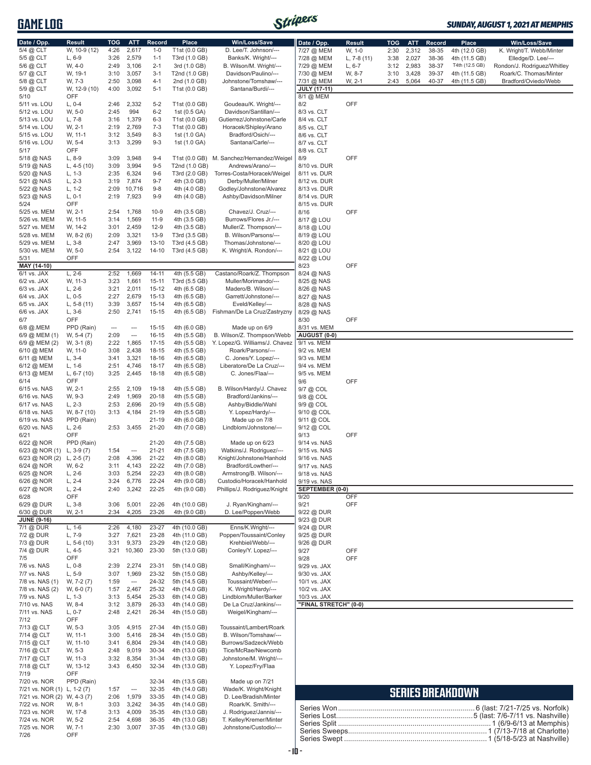## GAME LOG

SUNDAY, AUGUST 1, 2021 AT MEMPHIS

| Date / Opp. | Result | TOG | ATT | Record | Place | Win/Loss/Save |
|---|---|---|---|---|---|---|
| 5/4 @ CLT | W, 10-9 (12) | 4:26 | 2,617 | 1-0 | T1st (0.0 GB) | D. Lee/T. Johnson/--- |
| 5/5 @ CLT | L, 6-9 | 3:26 | 2,579 | 1-1 | T3rd (1.0 GB) | Banks/K. Wright/--- |
| 5/6 @ CLT | W, 4-0 | 2:49 | 3,106 | 2-1 | 3rd (1.0 GB) | B. Wilson/M. Wright/--- |
| 5/7 @ CLT | W, 19-1 | 3:10 | 3,057 | 3-1 | T2nd (1.0 GB) | Davidson/Paulino/--- |
| 5/8 @ CLT | W, 7-3 | 2:50 | 3,098 | 4-1 | 2nd (1.0 GB) | Johnstone/Tomshaw/--- |
| 5/9 @ CLT | W, 12-9 (10) | 4:00 | 3,092 | 5-1 | T1st (0.0 GB) | Santana/Burdi/--- |
| 5/10 | OFF | | | | | |
| 5/11 vs. LOU | L, 0-4 | 2:46 | 2,332 | 5-2 | T1st (0.0 GB) | Goudeau/K. Wright/--- |
| 5/12 vs. LOU | W, 5-0 | 2:45 | 994 | 6-2 | 1st (0.5 GA) | Davidson/Santillan/--- |
| 5/13 vs. LOU | L, 7-8 | 3:16 | 1,379 | 6-3 | T1st (0.0 GB) | Gutierrez/Johnstone/Carle |
| 5/14 vs. LOU | W, 2-1 | 2:19 | 2,769 | 7-3 | T1st (0.0 GB) | Horacek/Shipley/Arano |
| 5/15 vs. LOU | W, 11-1 | 3:12 | 3,549 | 8-3 | 1st (1.0 GA) | Bradford/Osich/--- |
| 5/16 vs. LOU | W, 5-4 | 3:13 | 3,299 | 9-3 | 1st (1.0 GA) | Santana/Carle/--- |
| 5/17 | OFF | | | | | |
| 5/18 @ NAS | L, 8-9 | 3:09 | 3,948 | 9-4 | T1st (0.0 GB) | M. Sanchez/Hernandez/Weigel |
| 5/19 @ NAS | L, 4-5 (10) | 3:09 | 3,994 | 9-5 | T2nd (1.0 GB) | Andrews/Arano/--- |
| 5/20 @ NAS | L, 1-3 | 2:35 | 6,324 | 9-6 | T3rd (2.0 GB) | Torres-Costa/Horacek/Weigel |
| 5/21 @ NAS | L, 2-3 | 3:19 | 7,874 | 9-7 | 4th (3.0 GB) | Derby/Muller/Milner |
| 5/22 @ NAS | L, 1-2 | 2:09 | 10,716 | 9-8 | 4th (4.0 GB) | Godley/Johnstone/Alvarez |
| 5/23 @ NAS | L, 0-1 | 2:19 | 7,923 | 9-9 | 4th (4.0 GB) | Ashby/Davidson/Milner |
| 5/24 | OFF | | | | | |
| 5/25 vs. MEM | W, 2-1 | 2:54 | 1,768 | 10-9 | 4th (3.5 GB) | Chavez/J. Cruz/--- |
| 5/26 vs. MEM | W, 11-5 | 3:14 | 1,569 | 11-9 | 4th (3.5 GB) | Burrows/Flores Jr./--- |
| 5/27 vs. MEM | W, 14-2 | 3:01 | 2,459 | 12-9 | 4th (3.5 GB) | Muller/Z. Thompson/--- |
| 5/28 vs. MEM | W, 8-2 (6) | 2:09 | 3,321 | 13-9 | T3rd (3.5 GB) | B. Wilson/Parsons/--- |
| 5/29 vs. MEM | L, 3-8 | 2:47 | 3,969 | 13-10 | T3rd (4.5 GB) | Thomas/Johnstone/--- |
| 5/30 vs. MEM | W, 5-0 | 2:54 | 3,122 | 14-10 | T3rd (4.5 GB) | K. Wright/A. Rondon/--- |
| 5/31 | OFF | | | | | |
| **MAY (14-10)** | | | | | | |
| 6/1 vs. JAX | L, 2-6 | 2:52 | 1,669 | 14-11 | 4th (5.5 GB) | Castano/Roark/Z. Thompson |
| 6/2 vs. JAX | W, 11-3 | 3:23 | 1,661 | 15-11 | T3rd (5.5 GB) | Muller/Morimando/--- |
| 6/3 vs. JAX | L, 2-6 | 3:21 | 2,011 | 15-12 | 4th (6.5 GB) | Madero/B. Wilson/--- |
| 6/4 vs. JAX | L, 0-5 | 2:27 | 2,679 | 15-13 | 4th (6.5 GB) | Garrett/Johnstone/--- |
| 6/5 vs. JAX | L, 5-8 (11) | 3:39 | 3,657 | 15-14 | 4th (6.5 GB) | Eveld/Kelley/--- |
| 6/6 vs. JAX | L, 3-6 | 2:50 | 2,741 | 15-15 | 4th (6.5 GB) | Fishman/De La Cruz/Zastryzny |
| 6/7 | OFF | | | | | |
| 6/8 @ MEM | PPD (Rain) | --- | --- | 15-15 | 4th (6.0 GB) | Made up on 6/9 |
| 6/9 @ MEM (1) | W, 5-4 (7) | 2:09 | --- | 16-15 | 4th (5.5 GB) | B. Wilson/Z. Thompson/Webb |
| 6/9 @ MEM (2) | W, 3-1 (8) | 2:22 | 1,865 | 17-15 | 4th (5.5 GB) | Y. Lopez/G. Williams/J. Chavez |
| 6/10 @ MEM | W, 11-0 | 3:08 | 2,438 | 18-15 | 4th (5.5 GB) | Roark/Parsons/--- |
| 6/11 @ MEM | L, 3-4 | 3:41 | 3,321 | 18-16 | 4th (6.5 GB) | C. Jones/Y. Lopez/--- |
| 6/12 @ MEM | L, 1-6 | 2:51 | 4,746 | 18-17 | 4th (6.5 GB) | Liberatore/De La Cruz/--- |
| 6/13 @ MEM | L, 6-7 (10) | 3:25 | 2,445 | 18-18 | 4th (6.5 GB) | C. Jones/Flaa/--- |
| 6/14 | OFF | | | | | |
| 6/15 vs. NAS | W, 2-1 | 2:55 | 2,109 | 19-18 | 4th (5.5 GB) | B. Wilson/Hardy/J. Chavez |
| 6/16 vs. NAS | W, 9-3 | 2:49 | 1,969 | 20-18 | 4th (5.5 GB) | Bradford/Jankins/--- |
| 6/17 vs. NAS | L, 2-3 | 2:53 | 2,696 | 20-19 | 4th (5.5 GB) | Ashby/Biddle/Wahl |
| 6/18 vs. NAS | W, 8-7 (10) | 3:13 | 4,184 | 21-19 | 4th (5.5 GB) | Y. Lopez/Hardy/--- |
| 6/19 vs. NAS | PPD (Rain) | | | 21-19 | 4th (6.0 GB) | Made up on 7/8 |
| 6/20 vs. NAS | L, 2-6 | 2:53 | 3,455 | 21-20 | 4th (7.0 GB) | Lindblom/Johnstone/--- |
| 6/21 | OFF | | | | | |
| 6/22 @ NOR | PPD (Rain) | | | 21-20 | 4th (7.5 GB) | Made up on 6/23 |
| 6/23 @ NOR (1) | L, 3-9 (7) | 1:54 | --- | 21-21 | 4th (7.5 GB) | Watkins/J. Rodriguez/--- |
| 6/23 @ NOR (2) | L, 2-5 (7) | 2:08 | 4,396 | 21-22 | 4th (8.0 GB) | Knight/Johnstone/Hanhold |
| 6/24 @ NOR | W, 6-2 | 3:11 | 4,143 | 22-22 | 4th (7.0 GB) | Bradford/Lowther/--- |
| 6/25 @ NOR | L, 2-6 | 3:03 | 5,254 | 22-23 | 4th (8.0 GB) | Armstrong/B. Wilson/--- |
| 6/26 @ NOR | L, 2-4 | 3:24 | 6,776 | 22-24 | 4th (9.0 GB) | Custodio/Horacek/Hanhold |
| 6/27 @ NOR | L, 2-4 | 2:40 | 3,242 | 22-25 | 4th (9.0 GB) | Phillips/J. Rodriguez/Knight |
| 6/28 | OFF | | | | | |
| 6/29 @ DUR | L, 3-8 | 3:06 | 5,001 | 22-26 | 4th (10.0 GB) | J. Ryan/Kingham/--- |
| 6/30 @ DUR | W, 2-1 | 2:34 | 4,205 | 23-26 | 4th (9.0 GB) | D. Lee/Poppen/Webb |
| **JUNE (9-16)** | | | | | | |
| 7/1 @ DUR | L, 1-6 | 2:26 | 4,180 | 23-27 | 4th (10.0 GB) | Enns/K.Wright/--- |
| 7/2 @ DUR | L, 7-9 | 3:27 | 7,621 | 23-28 | 4th (11.0 GB) | Poppen/Toussaint/Conley |
| 7/3 @ DUR | L, 5-6 (10) | 3:31 | 9,373 | 23-29 | 4th (12.0 GB) | Krehbiel/Webb/--- |
| 7/4 @ DUR | L, 4-5 | 3:21 | 10,360 | 23-30 | 5th (13.0 GB) | Conley/Y. Lopez/--- |
| 7/5 | OFF | | | | | |
| 7/6 vs. NAS | L, 0-8 | 2:39 | 2,274 | 23-31 | 5th (14.0 GB) | Small/Kingham/--- |
| 7/7 vs. NAS | L, 5-9 | 3:07 | 1,969 | 23-32 | 5th (15.0 GB) | Ashby/Kelley/--- |
| 7/8 vs. NAS (1) | W, 7-2 (7) | 1:59 | --- | 24-32 | 5th (14.5 GB) | Toussaint/Weber/--- |
| 7/8 vs. NAS (2) | W, 6-0 (7) | 1:57 | 2,467 | 25-32 | 4th (14.0 GB) | K. Wright/Hardy/--- |
| 7/9 vs. NAS | L, 1-3 | 3:13 | 5,454 | 25-33 | 6th (14.0 GB) | Lindblom/Muller/Barker |
| 7/10 vs. NAS | W, 8-4 | 3:12 | 3,879 | 26-33 | 4th (14.0 GB) | De La Cruz/Jankins/--- |
| 7/11 vs. NAS | L, 0-7 | 2:48 | 2,421 | 26-34 | 4th (15.0 GB) | Weigel/Kingham/--- |
| 7/12 | OFF | | | | | |
| 7/13 @ CLT | W, 5-3 | 3:05 | 4,915 | 27-34 | 4th (15.0 GB) | Toussaint/Lambert/Roark |
| 7/14 @ CLT | W, 11-1 | 3:00 | 5,416 | 28-34 | 4th (15.0 GB) | B. Wilson/Tomshaw/--- |
| 7/15 @ CLT | W, 11-10 | 3:41 | 6,804 | 29-34 | 4th (14.0 GB) | Burrows/Sadzeck/Webb |
| 7/16 @ CLT | W, 5-3 | 2:48 | 9,019 | 30-34 | 4th (13.0 GB) | Tice/McRae/Newcomb |
| 7/17 @ CLT | W, 11-3 | 3:32 | 8,354 | 31-34 | 4th (13.0 GB) | Johnstone/M. Wright/--- |
| 7/18 @ CLT | W, 13-12 | 3:43 | 6,450 | 32-34 | 4th (13.0 GB) | Y. Lopez/Fry/Flaa |
| 7/19 | OFF | | | | | |
| 7/20 vs. NOR | PPD (Rain) | | | 32-34 | 4th (13.5 GB) | Made up on 7/21 |
| 7/21 vs. NOR (1) | L, 1-2 (7) | 1:57 | --- | 32-35 | 4th (14.0 GB) | Wade/K. Wright/Knight |
| 7/21 vs. NOR (2) | W, 4-3 (7) | 2:06 | 1,979 | 33-35 | 4th (14.0 GB) | D. Lee/Bradish/Minter |
| 7/22 vs. NOR | W, 8-1 | 3:03 | 3,242 | 34-35 | 4th (14.0 GB) | Roark/K. Smith/--- |
| 7/23 vs. NOR | W, 17-8 | 3:13 | 4,009 | 35-35 | 4th (13.0 GB) | J. Rodriguez/Jannis/--- |
| 7/24 vs. NOR | W, 5-2 | 2:54 | 4,698 | 36-35 | 4th (13.0 GB) | T. Kelley/Kremer/Minter |
| 7/25 vs. NOR | W, 7-1 | 2:30 | 3,007 | 37-35 | 4th (13.0 GB) | Johnstone/Custodio/--- |
| 7/26 | OFF | | | | | |
| 7/27 @ MEM | W, 1-0 | 2:30 | 2,312 | 38-35 | 4th (12.0 GB) | K. Wright/T. Webb/Minter |
| 7/28 @ MEM | L, 7-8 (11) | 3:38 | 2,027 | 38-36 | 4th (11.5 GB) | Elledge/D. Lee/--- |
| 7/29 @ MEM | L, 6-7 | 3:12 | 2,983 | 38-37 | T4th (12.5 GB) | Rondon/J. Rodriguez/Whitley |
| 7/30 @ MEM | W, 8-7 | 3:10 | 3,428 | 39-37 | 4th (11.5 GB) | Roark/C. Thomas/Minter |
| 7/31 @ MEM | W, 2-1 | 2:43 | 5,064 | 40-37 | 4th (11.5 GB) | Bradford/Oviedo/Webb |
| **JULY (17-11)** | | | | | | |
| 8/1 @ MEM | | | | | | |
| 8/2 | OFF | | | | | |
| 8/3 vs. CLT | | | | | | |
| 8/4 vs. CLT | | | | | | |
| 8/5 vs. CLT | | | | | | |
| 8/6 vs. CLT | | | | | | |
| 8/7 vs. CLT | | | | | | |
| 8/8 vs. CLT | | | | | | |
| 8/9 | OFF | | | | | |
| 8/10 vs. DUR | | | | | | |
| 8/11 vs. DUR | | | | | | |
| 8/12 vs. DUR | | | | | | |
| 8/13 vs. DUR | | | | | | |
| 8/14 vs. DUR | | | | | | |
| 8/15 vs. DUR | | | | | | |
| 8/16 | OFF | | | | | |
| 8/17 @ LOU | | | | | | |
| 8/18 @ LOU | | | | | | |
| 8/19 @ LOU | | | | | | |
| 8/20 @ LOU | | | | | | |
| 8/21 @ LOU | | | | | | |
| 8/22 @ LOU | | | | | | |
| 8/23 | OFF | | | | | |
| 8/24 @ NAS | | | | | | |
| 8/25 @ NAS | | | | | | |
| 8/26 @ NAS | | | | | | |
| 8/27 @ NAS | | | | | | |
| 8/28 @ NAS | | | | | | |
| 8/29 @ NAS | | | | | | |
| 8/30 | OFF | | | | | |
| 8/31 vs. MEM | | | | | | |
| **AUGUST (0-0)** | | | | | | |
| 9/1 vs. MEM | | | | | | |
| 9/2 vs. MEM | | | | | | |
| 9/3 vs. MEM | | | | | | |
| 9/4 vs. MEM | | | | | | |
| 9/5 vs. MEM | | | | | | |
| 9/6 | OFF | | | | | |
| 9/7 @ COL | | | | | | |
| 9/8 @ COL | | | | | | |
| 9/9 @ COL | | | | | | |
| 9/10 @ COL | | | | | | |
| 9/11 @ COL | | | | | | |
| 9/12 @ COL | | | | | | |
| 9/13 | OFF | | | | | |
| 9/14 vs. NAS | | | | | | |
| 9/15 vs. NAS | | | | | | |
| 9/16 vs. NAS | | | | | | |
| 9/17 vs. NAS | | | | | | |
| 9/18 vs. NAS | | | | | | |
| 9/19 vs. NAS | | | | | | |
| **SEPTEMBER (0-0)** | | | | | | |
| 9/20 | OFF | | | | | |
| 9/21 | OFF | | | | | |
| 9/22 @ DUR | | | | | | |
| 9/23 @ DUR | | | | | | |
| 9/24 @ DUR | | | | | | |
| 9/25 @ DUR | | | | | | |
| 9/26 @ DUR | | | | | | |
| 9/27 | OFF | | | | | |
| 9/28 | OFF | | | | | |
| 9/29 vs. JAX | | | | | | |
| 9/30 vs. JAX | | | | | | |
| 10/1 vs. JAX | | | | | | |
| 10/2 vs. JAX | | | | | | |
| 10/3 vs. JAX | | | | | | |
| **"FINAL STRETCH" (0-0)** | | | | | | |

## SERIES BREAKDOWN

Series Won .... 6 (last: 7/21-7/25 vs. Norfolk)
Series Lost .... 5 (last: 7/6-7/11 vs. Nashville)
Series Split .... 1 (6/9-6/13 at Memphis)
Series Sweeps .... 1 (7/13-7/18 at Charlotte)
Series Swept .... 1 (5/18-5/23 at Nashville)